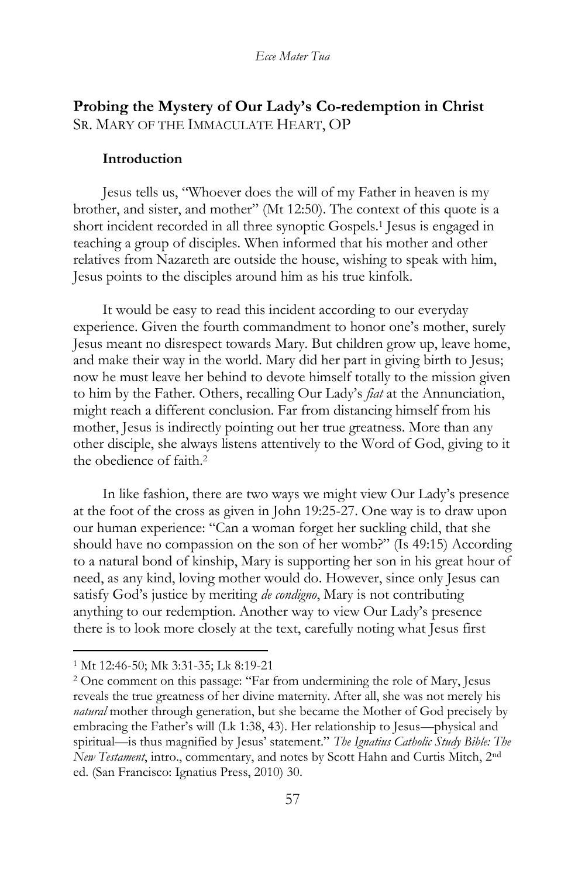## Probing the Mystery of Our Lady's Co-redemption in Christ

SR. MARY OF THE IMMACULATE HEART, OP

### Introduction

Jesus tells us, "Whoever does the will of my Father in heaven is my brother, and sister, and mother" (Mt 12:50). The context of this quote is a short incident recorded in all three synoptic Gospels.[1] Jesus is engaged in teaching a group of disciples. When informed that his mother and other relatives from Nazareth are outside the house, wishing to speak with him, Jesus points to the disciples around him as his true kinfolk.

It would be easy to read this incident according to our everyday experience. Given the fourth commandment to honor one's mother, surely Jesus meant no disrespect towards Mary. But children grow up, leave home, and make their way in the world. Mary did her part in giving birth to Jesus; now he must leave her behind to devote himself totally to the mission given to him by the Father. Others, recalling Our Lady's *fiat* at the Annunciation, might reach a different conclusion. Far from distancing himself from his mother, Jesus is indirectly pointing out her true greatness. More than any other disciple, she always listens attentively to the Word of God, giving to it the obedience of faith.[2]

In like fashion, there are two ways we might view Our Lady's presence at the foot of the cross as given in John 19:25-27. One way is to draw upon our human experience: "Can a woman forget her suckling child, that she should have no compassion on the son of her womb?" (Is 49:15) According to a natural bond of kinship, Mary is supporting her son in his great hour of need, as any kind, loving mother would do. However, since only Jesus can satisfy God's justice by meriting *de condigno*, Mary is not contributing anything to our redemption. Another way to view Our Lady's presence there is to look more closely at the text, carefully noting what Jesus first

---

[1] Mt 12:46-50; Mk 3:31-35; Lk 8:19-21

[2] One comment on this passage: "Far from undermining the role of Mary, Jesus reveals the true greatness of her divine maternity. After all, she was not merely his *natural* mother through generation, but she became the Mother of God precisely by embracing the Father's will (Lk 1:38, 43). Her relationship to Jesus—physical and spiritual—is thus magnified by Jesus' statement." *The Ignatius Catholic Study Bible: The New Testament*, intro., commentary, and notes by Scott Hahn and Curtis Mitch, 2nd ed. (San Francisco: Ignatius Press, 2010) 30.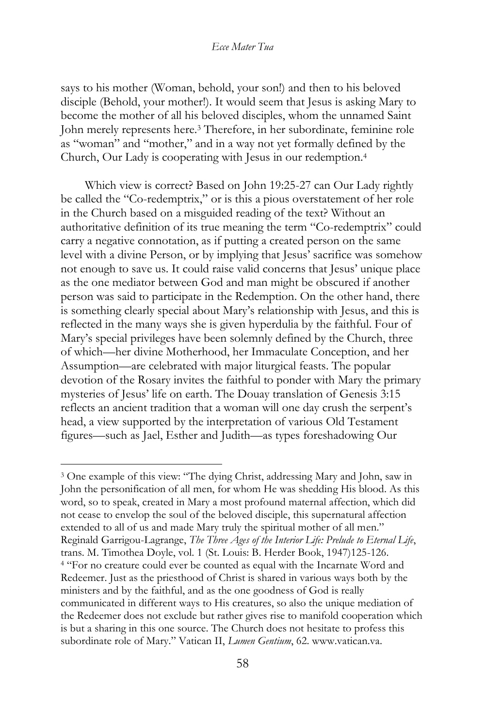says to his mother (Woman, behold, your son!) and then to his beloved disciple (Behold, your mother!). It would seem that Jesus is asking Mary to become the mother of all his beloved disciples, whom the unnamed Saint John merely represents here.[3] Therefore, in her subordinate, feminine role as "woman" and "mother," and in a way not yet formally defined by the Church, Our Lady is cooperating with Jesus in our redemption.[4]

Which view is correct? Based on John 19:25-27 can Our Lady rightly be called the "Co-redemptrix," or is this a pious overstatement of her role in the Church based on a misguided reading of the text? Without an authoritative definition of its true meaning the term "Co-redemptrix" could carry a negative connotation, as if putting a created person on the same level with a divine Person, or by implying that Jesus' sacrifice was somehow not enough to save us. It could raise valid concerns that Jesus' unique place as the one mediator between God and man might be obscured if another person was said to participate in the Redemption. On the other hand, there is something clearly special about Mary's relationship with Jesus, and this is reflected in the many ways she is given hyperdulia by the faithful. Four of Mary's special privileges have been solemnly defined by the Church, three of which—her divine Motherhood, her Immaculate Conception, and her Assumption—are celebrated with major liturgical feasts. The popular devotion of the Rosary invites the faithful to ponder with Mary the primary mysteries of Jesus' life on earth. The Douay translation of Genesis 3:15 reflects an ancient tradition that a woman will one day crush the serpent's head, a view supported by the interpretation of various Old Testament figures—such as Jael, Esther and Judith—as types foreshadowing Our

---

[3] One example of this view: "The dying Christ, addressing Mary and John, saw in John the personification of all men, for whom He was shedding His blood. As this word, so to speak, created in Mary a most profound maternal affection, which did not cease to envelop the soul of the beloved disciple, this supernatural affection extended to all of us and made Mary truly the spiritual mother of all men." Reginald Garrigou-Lagrange, *The Three Ages of the Interior Life: Prelude to Eternal Life*, trans. M. Timothea Doyle, vol. 1 (St. Louis: B. Herder Book, 1947)125-126.

[4] "For no creature could ever be counted as equal with the Incarnate Word and Redeemer. Just as the priesthood of Christ is shared in various ways both by the ministers and by the faithful, and as the one goodness of God is really communicated in different ways to His creatures, so also the unique mediation of the Redeemer does not exclude but rather gives rise to manifold cooperation which is but a sharing in this one source. The Church does not hesitate to profess this subordinate role of Mary." Vatican II, *Lumen Gentium*, 62. www.vatican.va.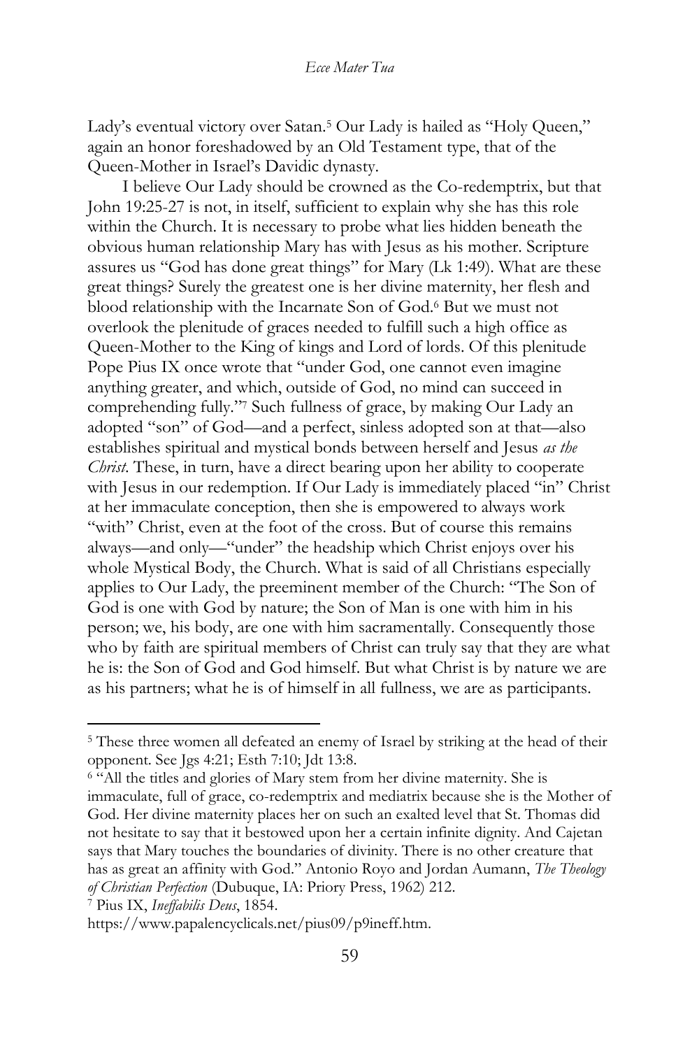Lady's eventual victory over Satan.[5] Our Lady is hailed as "Holy Queen," again an honor foreshadowed by an Old Testament type, that of the Queen-Mother in Israel's Davidic dynasty.

I believe Our Lady should be crowned as the Co-redemptrix, but that John 19:25-27 is not, in itself, sufficient to explain why she has this role within the Church. It is necessary to probe what lies hidden beneath the obvious human relationship Mary has with Jesus as his mother. Scripture assures us "God has done great things" for Mary (Lk 1:49). What are these great things? Surely the greatest one is her divine maternity, her flesh and blood relationship with the Incarnate Son of God.[6] But we must not overlook the plenitude of graces needed to fulfill such a high office as Queen-Mother to the King of kings and Lord of lords. Of this plenitude Pope Pius IX once wrote that "under God, one cannot even imagine anything greater, and which, outside of God, no mind can succeed in comprehending fully."[7] Such fullness of grace, by making Our Lady an adopted "son" of God—and a perfect, sinless adopted son at that—also establishes spiritual and mystical bonds between herself and Jesus *as the Christ*. These, in turn, have a direct bearing upon her ability to cooperate with Jesus in our redemption. If Our Lady is immediately placed "in" Christ at her immaculate conception, then she is empowered to always work "with" Christ, even at the foot of the cross. But of course this remains always—and only—"under" the headship which Christ enjoys over his whole Mystical Body, the Church. What is said of all Christians especially applies to Our Lady, the preeminent member of the Church: "The Son of God is one with God by nature; the Son of Man is one with him in his person; we, his body, are one with him sacramentally. Consequently those who by faith are spiritual members of Christ can truly say that they are what he is: the Son of God and God himself. But what Christ is by nature we are as his partners; what he is of himself in all fullness, we are as participants.

---

[5] These three women all defeated an enemy of Israel by striking at the head of their opponent. See Jgs 4:21; Esth 7:10; Jdt 13:8.

[6] "All the titles and glories of Mary stem from her divine maternity. She is immaculate, full of grace, co-redemptrix and mediatrix because she is the Mother of God. Her divine maternity places her on such an exalted level that St. Thomas did not hesitate to say that it bestowed upon her a certain infinite dignity. And Cajetan says that Mary touches the boundaries of divinity. There is no other creature that has as great an affinity with God." Antonio Royo and Jordan Aumann, *The Theology of Christian Perfection* (Dubuque, IA: Priory Press, 1962) 212.

[7] Pius IX, *Ineffabilis Deus*, 1854. https://www.papalencyclicals.net/pius09/p9ineff.htm.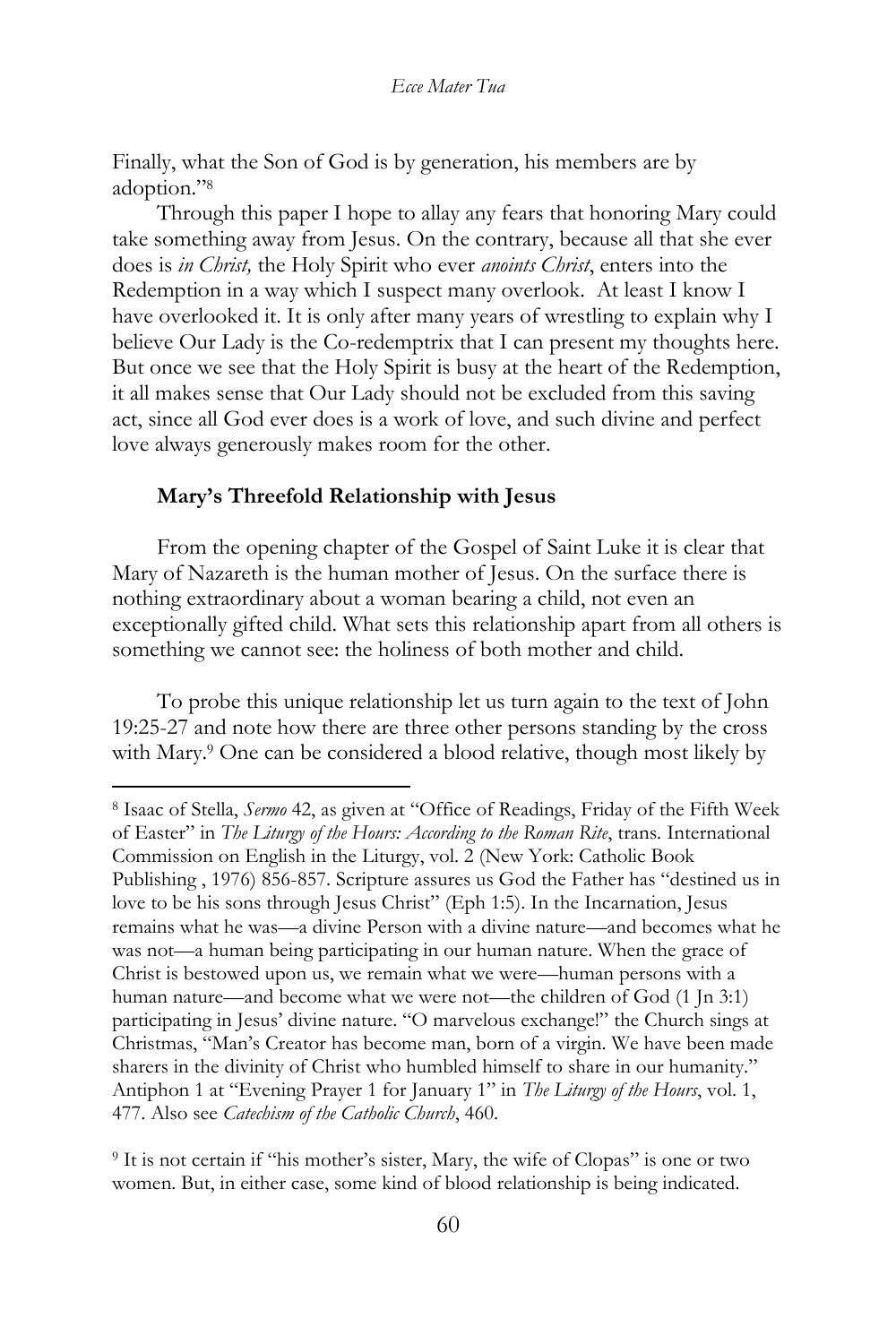Finally, what the Son of God is by generation, his members are by adoption."[8]

Through this paper I hope to allay any fears that honoring Mary could take something away from Jesus. On the contrary, because all that she ever does is *in Christ,* the Holy Spirit who ever *anoints Christ*, enters into the Redemption in a way which I suspect many overlook. At least I know I have overlooked it. It is only after many years of wrestling to explain why I believe Our Lady is the Co-redemptrix that I can present my thoughts here. But once we see that the Holy Spirit is busy at the heart of the Redemption, it all makes sense that Our Lady should not be excluded from this saving act, since all God ever does is a work of love, and such divine and perfect love always generously makes room for the other.

### Mary's Threefold Relationship with Jesus

From the opening chapter of the Gospel of Saint Luke it is clear that Mary of Nazareth is the human mother of Jesus. On the surface there is nothing extraordinary about a woman bearing a child, not even an exceptionally gifted child. What sets this relationship apart from all others is something we cannot see: the holiness of both mother and child.

To probe this unique relationship let us turn again to the text of John 19:25-27 and note how there are three other persons standing by the cross with Mary.[9] One can be considered a blood relative, though most likely by

---

[8] Isaac of Stella, *Sermo* 42, as given at "Office of Readings, Friday of the Fifth Week of Easter" in *The Liturgy of the Hours: According to the Roman Rite*, trans. International Commission on English in the Liturgy, vol. 2 (New York: Catholic Book Publishing , 1976) 856-857. Scripture assures us God the Father has "destined us in love to be his sons through Jesus Christ" (Eph 1:5). In the Incarnation, Jesus remains what he was—a divine Person with a divine nature—and becomes what he was not—a human being participating in our human nature. When the grace of Christ is bestowed upon us, we remain what we were—human persons with a human nature—and become what we were not—the children of God (1 Jn 3:1) participating in Jesus' divine nature. "O marvelous exchange!" the Church sings at Christmas, "Man's Creator has become man, born of a virgin. We have been made sharers in the divinity of Christ who humbled himself to share in our humanity." Antiphon 1 at "Evening Prayer 1 for January 1" in *The Liturgy of the Hours*, vol. 1, 477. Also see *Catechism of the Catholic Church*, 460.

[9] It is not certain if "his mother's sister, Mary, the wife of Clopas" is one or two women. But, in either case, some kind of blood relationship is being indicated.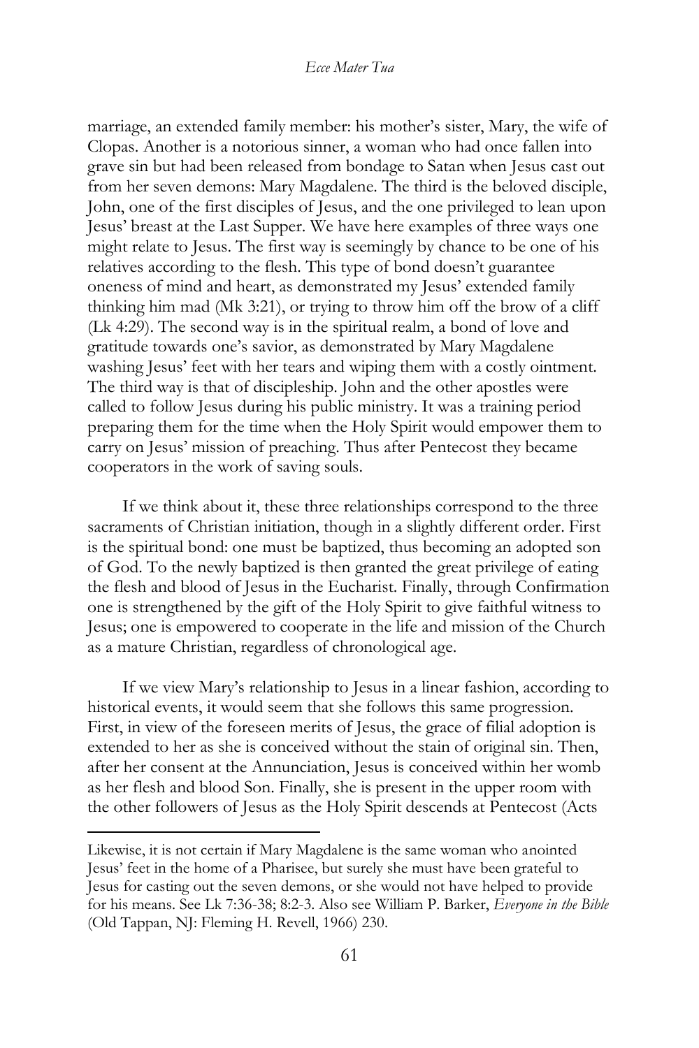marriage, an extended family member: his mother's sister, Mary, the wife of Clopas. Another is a notorious sinner, a woman who had once fallen into grave sin but had been released from bondage to Satan when Jesus cast out from her seven demons: Mary Magdalene. The third is the beloved disciple, John, one of the first disciples of Jesus, and the one privileged to lean upon Jesus' breast at the Last Supper. We have here examples of three ways one might relate to Jesus. The first way is seemingly by chance to be one of his relatives according to the flesh. This type of bond doesn't guarantee oneness of mind and heart, as demonstrated my Jesus' extended family thinking him mad (Mk 3:21), or trying to throw him off the brow of a cliff (Lk 4:29). The second way is in the spiritual realm, a bond of love and gratitude towards one's savior, as demonstrated by Mary Magdalene washing Jesus' feet with her tears and wiping them with a costly ointment. The third way is that of discipleship. John and the other apostles were called to follow Jesus during his public ministry. It was a training period preparing them for the time when the Holy Spirit would empower them to carry on Jesus' mission of preaching. Thus after Pentecost they became cooperators in the work of saving souls.

If we think about it, these three relationships correspond to the three sacraments of Christian initiation, though in a slightly different order. First is the spiritual bond: one must be baptized, thus becoming an adopted son of God. To the newly baptized is then granted the great privilege of eating the flesh and blood of Jesus in the Eucharist. Finally, through Confirmation one is strengthened by the gift of the Holy Spirit to give faithful witness to Jesus; one is empowered to cooperate in the life and mission of the Church as a mature Christian, regardless of chronological age.

If we view Mary's relationship to Jesus in a linear fashion, according to historical events, it would seem that she follows this same progression. First, in view of the foreseen merits of Jesus, the grace of filial adoption is extended to her as she is conceived without the stain of original sin. Then, after her consent at the Annunciation, Jesus is conceived within her womb as her flesh and blood Son. Finally, she is present in the upper room with the other followers of Jesus as the Holy Spirit descends at Pentecost (Acts

---

Likewise, it is not certain if Mary Magdalene is the same woman who anointed Jesus' feet in the home of a Pharisee, but surely she must have been grateful to Jesus for casting out the seven demons, or she would not have helped to provide for his means. See Lk 7:36-38; 8:2-3. Also see William P. Barker, *Everyone in the Bible* (Old Tappan, NJ: Fleming H. Revell, 1966) 230.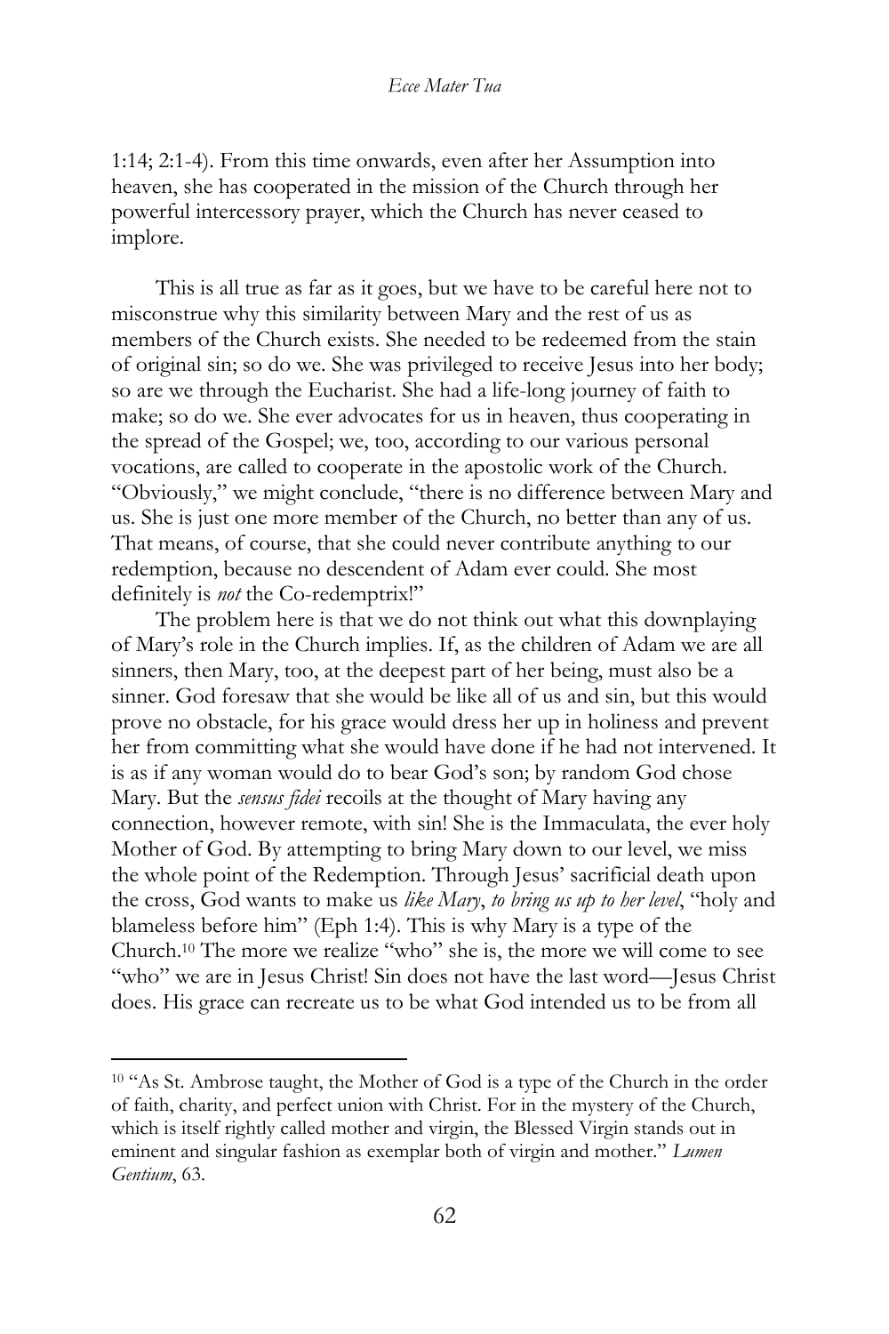1:14; 2:1-4). From this time onwards, even after her Assumption into heaven, she has cooperated in the mission of the Church through her powerful intercessory prayer, which the Church has never ceased to implore.

This is all true as far as it goes, but we have to be careful here not to misconstrue why this similarity between Mary and the rest of us as members of the Church exists. She needed to be redeemed from the stain of original sin; so do we. She was privileged to receive Jesus into her body; so are we through the Eucharist. She had a life-long journey of faith to make; so do we. She ever advocates for us in heaven, thus cooperating in the spread of the Gospel; we, too, according to our various personal vocations, are called to cooperate in the apostolic work of the Church. "Obviously," we might conclude, "there is no difference between Mary and us. She is just one more member of the Church, no better than any of us. That means, of course, that she could never contribute anything to our redemption, because no descendent of Adam ever could. She most definitely is *not* the Co-redemptrix!"

The problem here is that we do not think out what this downplaying of Mary's role in the Church implies. If, as the children of Adam we are all sinners, then Mary, too, at the deepest part of her being, must also be a sinner. God foresaw that she would be like all of us and sin, but this would prove no obstacle, for his grace would dress her up in holiness and prevent her from committing what she would have done if he had not intervened. It is as if any woman would do to bear God's son; by random God chose Mary. But the *sensus fidei* recoils at the thought of Mary having any connection, however remote, with sin! She is the Immaculata, the ever holy Mother of God. By attempting to bring Mary down to our level, we miss the whole point of the Redemption. Through Jesus' sacrificial death upon the cross, God wants to make us *like Mary*, *to bring us up to her level*, "holy and blameless before him" (Eph 1:4). This is why Mary is a type of the Church.[10] The more we realize "who" she is, the more we will come to see "who" we are in Jesus Christ! Sin does not have the last word—Jesus Christ does. His grace can recreate us to be what God intended us to be from all

---

[10] "As St. Ambrose taught, the Mother of God is a type of the Church in the order of faith, charity, and perfect union with Christ. For in the mystery of the Church, which is itself rightly called mother and virgin, the Blessed Virgin stands out in eminent and singular fashion as exemplar both of virgin and mother." *Lumen Gentium*, 63.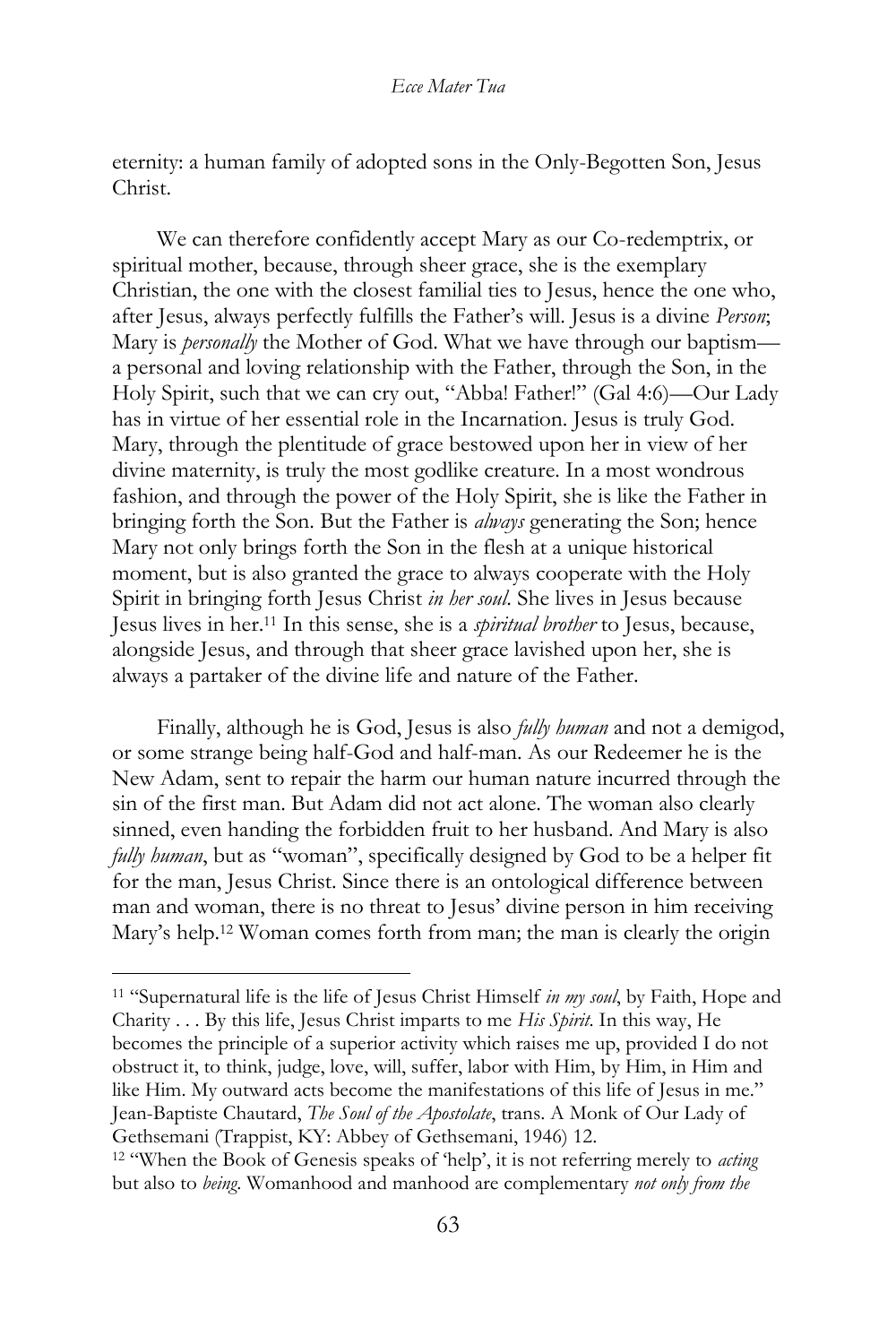eternity: a human family of adopted sons in the Only-Begotten Son, Jesus Christ.

We can therefore confidently accept Mary as our Co-redemptrix, or spiritual mother, because, through sheer grace, she is the exemplary Christian, the one with the closest familial ties to Jesus, hence the one who, after Jesus, always perfectly fulfills the Father's will. Jesus is a divine *Person*; Mary is *personally* the Mother of God. What we have through our baptism—a personal and loving relationship with the Father, through the Son, in the Holy Spirit, such that we can cry out, "Abba! Father!" (Gal 4:6)—Our Lady has in virtue of her essential role in the Incarnation. Jesus is truly God. Mary, through the plentitude of grace bestowed upon her in view of her divine maternity, is truly the most godlike creature. In a most wondrous fashion, and through the power of the Holy Spirit, she is like the Father in bringing forth the Son. But the Father is *always* generating the Son; hence Mary not only brings forth the Son in the flesh at a unique historical moment, but is also granted the grace to always cooperate with the Holy Spirit in bringing forth Jesus Christ *in her soul*. She lives in Jesus because Jesus lives in her.[11] In this sense, she is a *spiritual brother* to Jesus, because, alongside Jesus, and through that sheer grace lavished upon her, she is always a partaker of the divine life and nature of the Father.

Finally, although he is God, Jesus is also *fully human* and not a demigod, or some strange being half-God and half-man. As our Redeemer he is the New Adam, sent to repair the harm our human nature incurred through the sin of the first man. But Adam did not act alone. The woman also clearly sinned, even handing the forbidden fruit to her husband. And Mary is also *fully human*, but as "woman", specifically designed by God to be a helper fit for the man, Jesus Christ. Since there is an ontological difference between man and woman, there is no threat to Jesus' divine person in him receiving Mary's help.[12] Woman comes forth from man; the man is clearly the origin

---

[11] "Supernatural life is the life of Jesus Christ Himself *in my soul*, by Faith, Hope and Charity . . . By this life, Jesus Christ imparts to me *His Spirit*. In this way, He becomes the principle of a superior activity which raises me up, provided I do not obstruct it, to think, judge, love, will, suffer, labor with Him, by Him, in Him and like Him. My outward acts become the manifestations of this life of Jesus in me." Jean-Baptiste Chautard, *The Soul of the Apostolate*, trans. A Monk of Our Lady of Gethsemani (Trappist, KY: Abbey of Gethsemani, 1946) 12.

[12] "When the Book of Genesis speaks of 'help', it is not referring merely to *acting* but also to *being*. Womanhood and manhood are complementary *not only from the*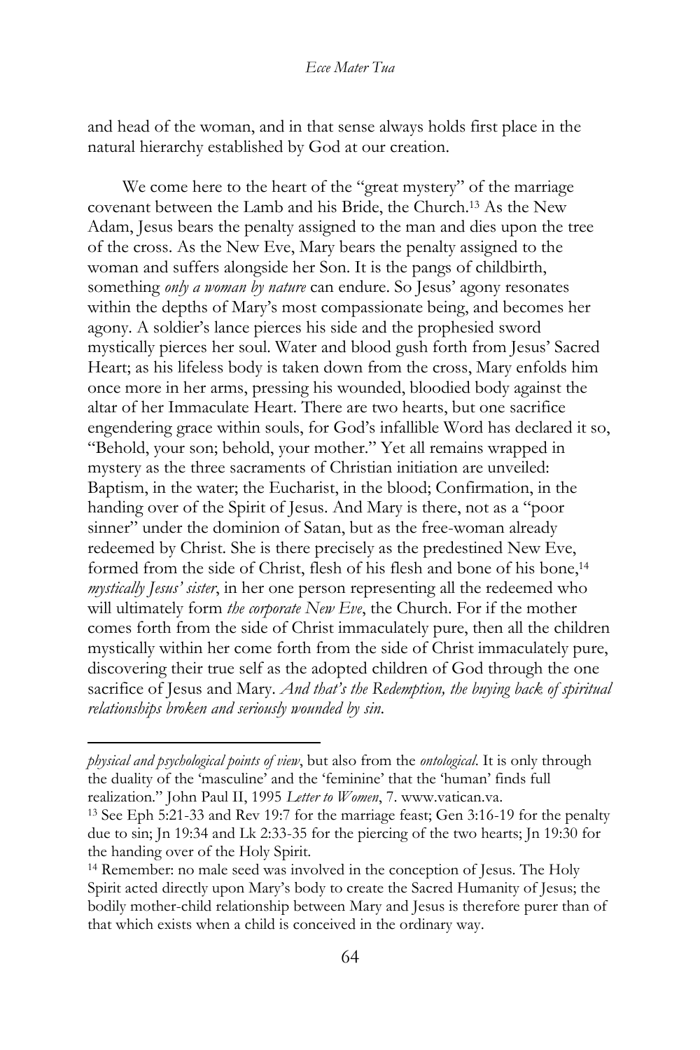and head of the woman, and in that sense always holds first place in the natural hierarchy established by God at our creation.

We come here to the heart of the "great mystery" of the marriage covenant between the Lamb and his Bride, the Church.[13] As the New Adam, Jesus bears the penalty assigned to the man and dies upon the tree of the cross. As the New Eve, Mary bears the penalty assigned to the woman and suffers alongside her Son. It is the pangs of childbirth, something *only a woman by nature* can endure. So Jesus' agony resonates within the depths of Mary's most compassionate being, and becomes her agony. A soldier's lance pierces his side and the prophesied sword mystically pierces her soul. Water and blood gush forth from Jesus' Sacred Heart; as his lifeless body is taken down from the cross, Mary enfolds him once more in her arms, pressing his wounded, bloodied body against the altar of her Immaculate Heart. There are two hearts, but one sacrifice engendering grace within souls, for God's infallible Word has declared it so, "Behold, your son; behold, your mother." Yet all remains wrapped in mystery as the three sacraments of Christian initiation are unveiled: Baptism, in the water; the Eucharist, in the blood; Confirmation, in the handing over of the Spirit of Jesus. And Mary is there, not as a "poor sinner" under the dominion of Satan, but as the free-woman already redeemed by Christ. She is there precisely as the predestined New Eve, formed from the side of Christ, flesh of his flesh and bone of his bone,[14] *mystically Jesus' sister*, in her one person representing all the redeemed who will ultimately form *the corporate New Eve*, the Church. For if the mother comes forth from the side of Christ immaculately pure, then all the children mystically within her come forth from the side of Christ immaculately pure, discovering their true self as the adopted children of God through the one sacrifice of Jesus and Mary. *And that's the Redemption, the buying back of spiritual relationships broken and seriously wounded by sin.*

---

*physical and psychological points of view*, but also from the *ontological*. It is only through the duality of the 'masculine' and the 'feminine' that the 'human' finds full realization." John Paul II, 1995 *Letter to Women*, 7. www.vatican.va.

[13] See Eph 5:21-33 and Rev 19:7 for the marriage feast; Gen 3:16-19 for the penalty due to sin; Jn 19:34 and Lk 2:33-35 for the piercing of the two hearts; Jn 19:30 for the handing over of the Holy Spirit.

[14] Remember: no male seed was involved in the conception of Jesus. The Holy Spirit acted directly upon Mary's body to create the Sacred Humanity of Jesus; the bodily mother-child relationship between Mary and Jesus is therefore purer than of that which exists when a child is conceived in the ordinary way.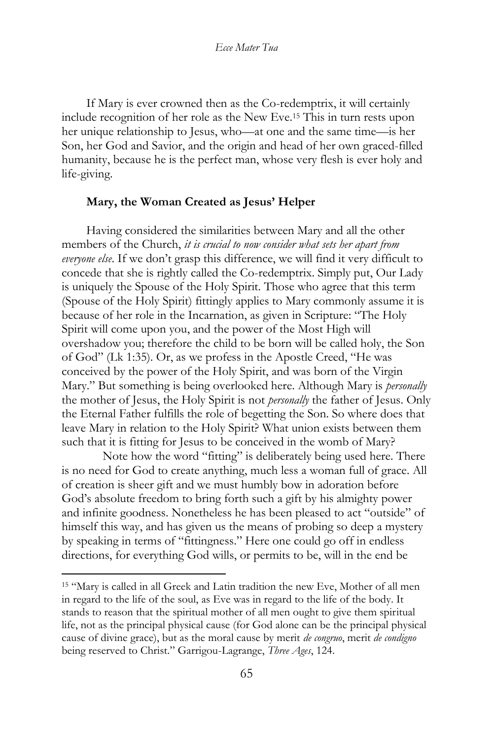If Mary is ever crowned then as the Co-redemptrix, it will certainly include recognition of her role as the New Eve.[15] This in turn rests upon her unique relationship to Jesus, who—at one and the same time—is her Son, her God and Savior, and the origin and head of her own graced-filled humanity, because he is the perfect man, whose very flesh is ever holy and life-giving.

### Mary, the Woman Created as Jesus' Helper

Having considered the similarities between Mary and all the other members of the Church, *it is crucial to now consider what sets her apart from everyone else*. If we don't grasp this difference, we will find it very difficult to concede that she is rightly called the Co-redemptrix. Simply put, Our Lady is uniquely the Spouse of the Holy Spirit. Those who agree that this term (Spouse of the Holy Spirit) fittingly applies to Mary commonly assume it is because of her role in the Incarnation, as given in Scripture: "The Holy Spirit will come upon you, and the power of the Most High will overshadow you; therefore the child to be born will be called holy, the Son of God" (Lk 1:35). Or, as we profess in the Apostle Creed, "He was conceived by the power of the Holy Spirit, and was born of the Virgin Mary." But something is being overlooked here. Although Mary is *personally* the mother of Jesus, the Holy Spirit is not *personally* the father of Jesus. Only the Eternal Father fulfills the role of begetting the Son. So where does that leave Mary in relation to the Holy Spirit? What union exists between them such that it is fitting for Jesus to be conceived in the womb of Mary?

Note how the word "fitting" is deliberately being used here. There is no need for God to create anything, much less a woman full of grace. All of creation is sheer gift and we must humbly bow in adoration before God's absolute freedom to bring forth such a gift by his almighty power and infinite goodness. Nonetheless he has been pleased to act "outside" of himself this way, and has given us the means of probing so deep a mystery by speaking in terms of "fittingness." Here one could go off in endless directions, for everything God wills, or permits to be, will in the end be

[15] "Mary is called in all Greek and Latin tradition the new Eve, Mother of all men in regard to the life of the soul, as Eve was in regard to the life of the body. It stands to reason that the spiritual mother of all men ought to give them spiritual life, not as the principal physical cause (for God alone can be the principal physical cause of divine grace), but as the moral cause by merit *de congruo*, merit *de condigno* being reserved to Christ." Garrigou-Lagrange, *Three Ages*, 124.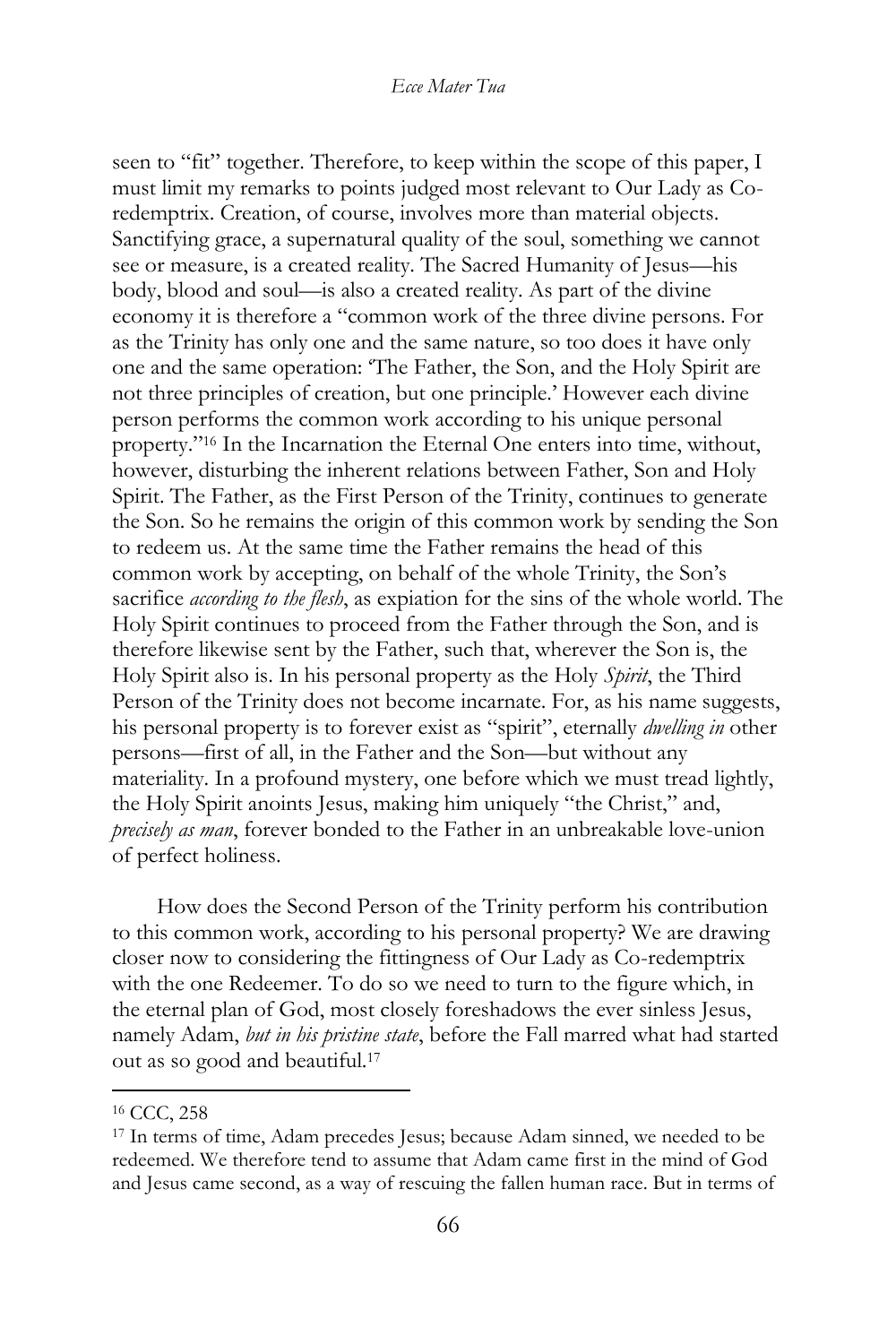seen to "fit" together. Therefore, to keep within the scope of this paper, I must limit my remarks to points judged most relevant to Our Lady as Co-redemptrix. Creation, of course, involves more than material objects. Sanctifying grace, a supernatural quality of the soul, something we cannot see or measure, is a created reality. The Sacred Humanity of Jesus—his body, blood and soul—is also a created reality. As part of the divine economy it is therefore a "common work of the three divine persons. For as the Trinity has only one and the same nature, so too does it have only one and the same operation: 'The Father, the Son, and the Holy Spirit are not three principles of creation, but one principle.' However each divine person performs the common work according to his unique personal property."[16] In the Incarnation the Eternal One enters into time, without, however, disturbing the inherent relations between Father, Son and Holy Spirit. The Father, as the First Person of the Trinity, continues to generate the Son. So he remains the origin of this common work by sending the Son to redeem us. At the same time the Father remains the head of this common work by accepting, on behalf of the whole Trinity, the Son's sacrifice *according to the flesh*, as expiation for the sins of the whole world. The Holy Spirit continues to proceed from the Father through the Son, and is therefore likewise sent by the Father, such that, wherever the Son is, the Holy Spirit also is. In his personal property as the Holy *Spirit*, the Third Person of the Trinity does not become incarnate. For, as his name suggests, his personal property is to forever exist as "spirit", eternally *dwelling in* other persons—first of all, in the Father and the Son—but without any materiality. In a profound mystery, one before which we must tread lightly, the Holy Spirit anoints Jesus, making him uniquely "the Christ," and, *precisely as man*, forever bonded to the Father in an unbreakable love-union of perfect holiness.

How does the Second Person of the Trinity perform his contribution to this common work, according to his personal property? We are drawing closer now to considering the fittingness of Our Lady as Co-redemptrix with the one Redeemer. To do so we need to turn to the figure which, in the eternal plan of God, most closely foreshadows the ever sinless Jesus, namely Adam, *but in his pristine state*, before the Fall marred what had started out as so good and beautiful.[17]

---

[16] CCC, 258

[17] In terms of time, Adam precedes Jesus; because Adam sinned, we needed to be redeemed. We therefore tend to assume that Adam came first in the mind of God and Jesus came second, as a way of rescuing the fallen human race. But in terms of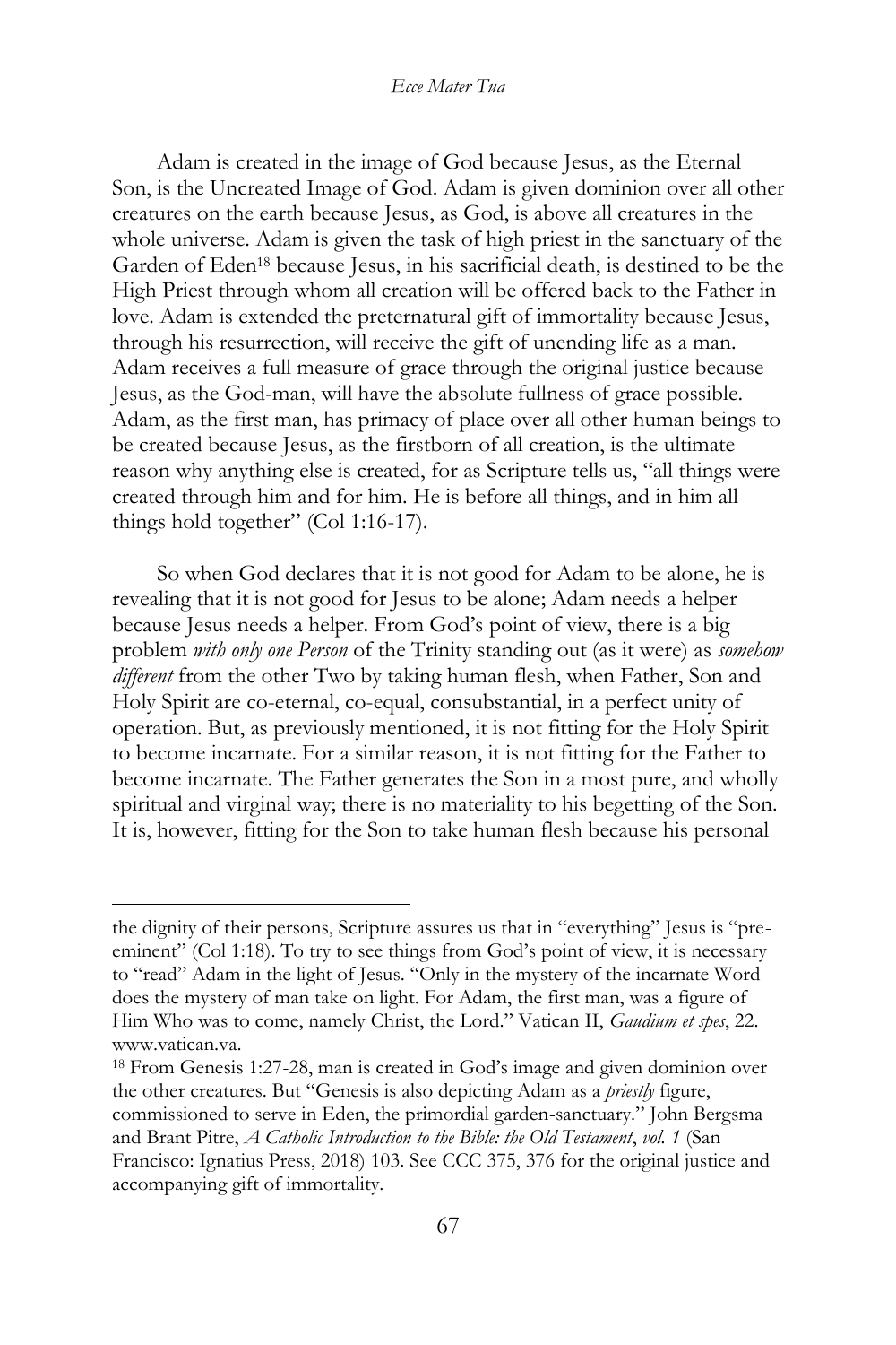Adam is created in the image of God because Jesus, as the Eternal Son, is the Uncreated Image of God. Adam is given dominion over all other creatures on the earth because Jesus, as God, is above all creatures in the whole universe. Adam is given the task of high priest in the sanctuary of the Garden of Eden[18] because Jesus, in his sacrificial death, is destined to be the High Priest through whom all creation will be offered back to the Father in love. Adam is extended the preternatural gift of immortality because Jesus, through his resurrection, will receive the gift of unending life as a man. Adam receives a full measure of grace through the original justice because Jesus, as the God-man, will have the absolute fullness of grace possible. Adam, as the first man, has primacy of place over all other human beings to be created because Jesus, as the firstborn of all creation, is the ultimate reason why anything else is created, for as Scripture tells us, "all things were created through him and for him. He is before all things, and in him all things hold together" (Col 1:16-17).

So when God declares that it is not good for Adam to be alone, he is revealing that it is not good for Jesus to be alone; Adam needs a helper because Jesus needs a helper. From God's point of view, there is a big problem *with only one Person* of the Trinity standing out (as it were) as *somehow different* from the other Two by taking human flesh, when Father, Son and Holy Spirit are co-eternal, co-equal, consubstantial, in a perfect unity of operation. But, as previously mentioned, it is not fitting for the Holy Spirit to become incarnate. For a similar reason, it is not fitting for the Father to become incarnate. The Father generates the Son in a most pure, and wholly spiritual and virginal way; there is no materiality to his begetting of the Son. It is, however, fitting for the Son to take human flesh because his personal

---

the dignity of their persons, Scripture assures us that in "everything" Jesus is "pre-eminent" (Col 1:18). To try to see things from God's point of view, it is necessary to "read" Adam in the light of Jesus. "Only in the mystery of the incarnate Word does the mystery of man take on light. For Adam, the first man, was a figure of Him Who was to come, namely Christ, the Lord." Vatican II, *Gaudium et spes*, 22. www.vatican.va.

[18] From Genesis 1:27-28, man is created in God's image and given dominion over the other creatures. But "Genesis is also depicting Adam as a *priestly* figure, commissioned to serve in Eden, the primordial garden-sanctuary." John Bergsma and Brant Pitre, *A Catholic Introduction to the Bible: the Old Testament*, *vol. 1* (San Francisco: Ignatius Press, 2018) 103. See CCC 375, 376 for the original justice and accompanying gift of immortality.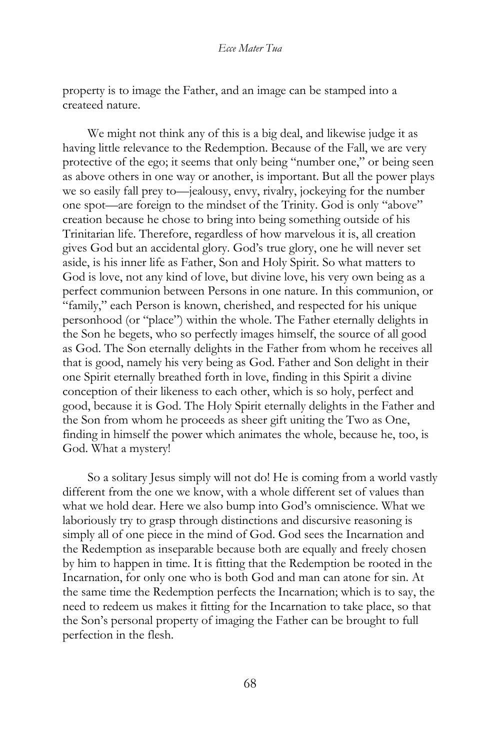property is to image the Father, and an image can be stamped into a createed nature.

We might not think any of this is a big deal, and likewise judge it as having little relevance to the Redemption. Because of the Fall, we are very protective of the ego; it seems that only being "number one," or being seen as above others in one way or another, is important. But all the power plays we so easily fall prey to—jealousy, envy, rivalry, jockeying for the number one spot—are foreign to the mindset of the Trinity. God is only "above" creation because he chose to bring into being something outside of his Trinitarian life. Therefore, regardless of how marvelous it is, all creation gives God but an accidental glory. God's true glory, one he will never set aside, is his inner life as Father, Son and Holy Spirit. So what matters to God is love, not any kind of love, but divine love, his very own being as a perfect communion between Persons in one nature. In this communion, or "family," each Person is known, cherished, and respected for his unique personhood (or "place") within the whole. The Father eternally delights in the Son he begets, who so perfectly images himself, the source of all good as God. The Son eternally delights in the Father from whom he receives all that is good, namely his very being as God. Father and Son delight in their one Spirit eternally breathed forth in love, finding in this Spirit a divine conception of their likeness to each other, which is so holy, perfect and good, because it is God. The Holy Spirit eternally delights in the Father and the Son from whom he proceeds as sheer gift uniting the Two as One, finding in himself the power which animates the whole, because he, too, is God. What a mystery!

So a solitary Jesus simply will not do! He is coming from a world vastly different from the one we know, with a whole different set of values than what we hold dear. Here we also bump into God's omniscience. What we laboriously try to grasp through distinctions and discursive reasoning is simply all of one piece in the mind of God. God sees the Incarnation and the Redemption as inseparable because both are equally and freely chosen by him to happen in time. It is fitting that the Redemption be rooted in the Incarnation, for only one who is both God and man can atone for sin. At the same time the Redemption perfects the Incarnation; which is to say, the need to redeem us makes it fitting for the Incarnation to take place, so that the Son's personal property of imaging the Father can be brought to full perfection in the flesh.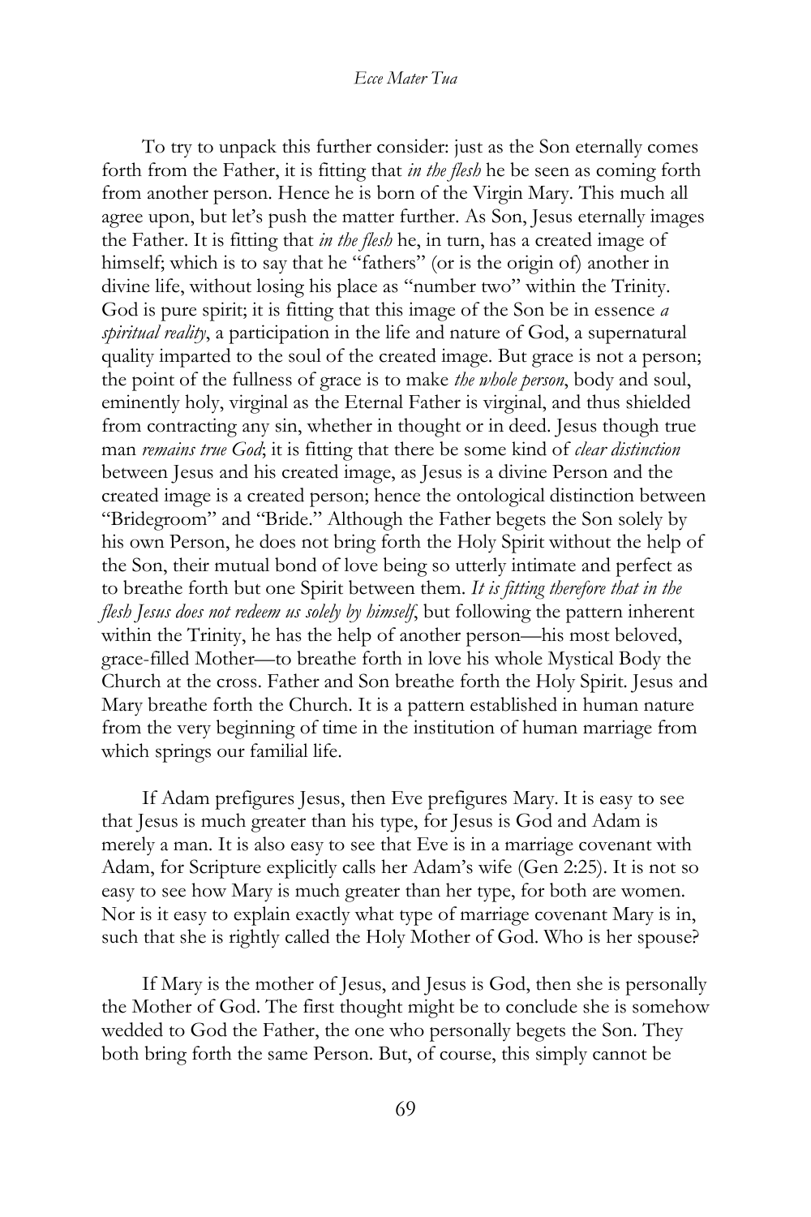To try to unpack this further consider: just as the Son eternally comes forth from the Father, it is fitting that *in the flesh* he be seen as coming forth from another person. Hence he is born of the Virgin Mary. This much all agree upon, but let's push the matter further. As Son, Jesus eternally images the Father. It is fitting that *in the flesh* he, in turn, has a created image of himself; which is to say that he "fathers" (or is the origin of) another in divine life, without losing his place as "number two" within the Trinity. God is pure spirit; it is fitting that this image of the Son be in essence *a spiritual reality*, a participation in the life and nature of God, a supernatural quality imparted to the soul of the created image. But grace is not a person; the point of the fullness of grace is to make *the whole person*, body and soul, eminently holy, virginal as the Eternal Father is virginal, and thus shielded from contracting any sin, whether in thought or in deed. Jesus though true man *remains true God*; it is fitting that there be some kind of *clear distinction* between Jesus and his created image, as Jesus is a divine Person and the created image is a created person; hence the ontological distinction between "Bridegroom" and "Bride." Although the Father begets the Son solely by his own Person, he does not bring forth the Holy Spirit without the help of the Son, their mutual bond of love being so utterly intimate and perfect as to breathe forth but one Spirit between them. *It is fitting therefore that in the flesh Jesus does not redeem us solely by himself*, but following the pattern inherent within the Trinity, he has the help of another person—his most beloved, grace-filled Mother—to breathe forth in love his whole Mystical Body the Church at the cross. Father and Son breathe forth the Holy Spirit. Jesus and Mary breathe forth the Church. It is a pattern established in human nature from the very beginning of time in the institution of human marriage from which springs our familial life.

If Adam prefigures Jesus, then Eve prefigures Mary. It is easy to see that Jesus is much greater than his type, for Jesus is God and Adam is merely a man. It is also easy to see that Eve is in a marriage covenant with Adam, for Scripture explicitly calls her Adam's wife (Gen 2:25). It is not so easy to see how Mary is much greater than her type, for both are women. Nor is it easy to explain exactly what type of marriage covenant Mary is in, such that she is rightly called the Holy Mother of God. Who is her spouse?

If Mary is the mother of Jesus, and Jesus is God, then she is personally the Mother of God. The first thought might be to conclude she is somehow wedded to God the Father, the one who personally begets the Son. They both bring forth the same Person. But, of course, this simply cannot be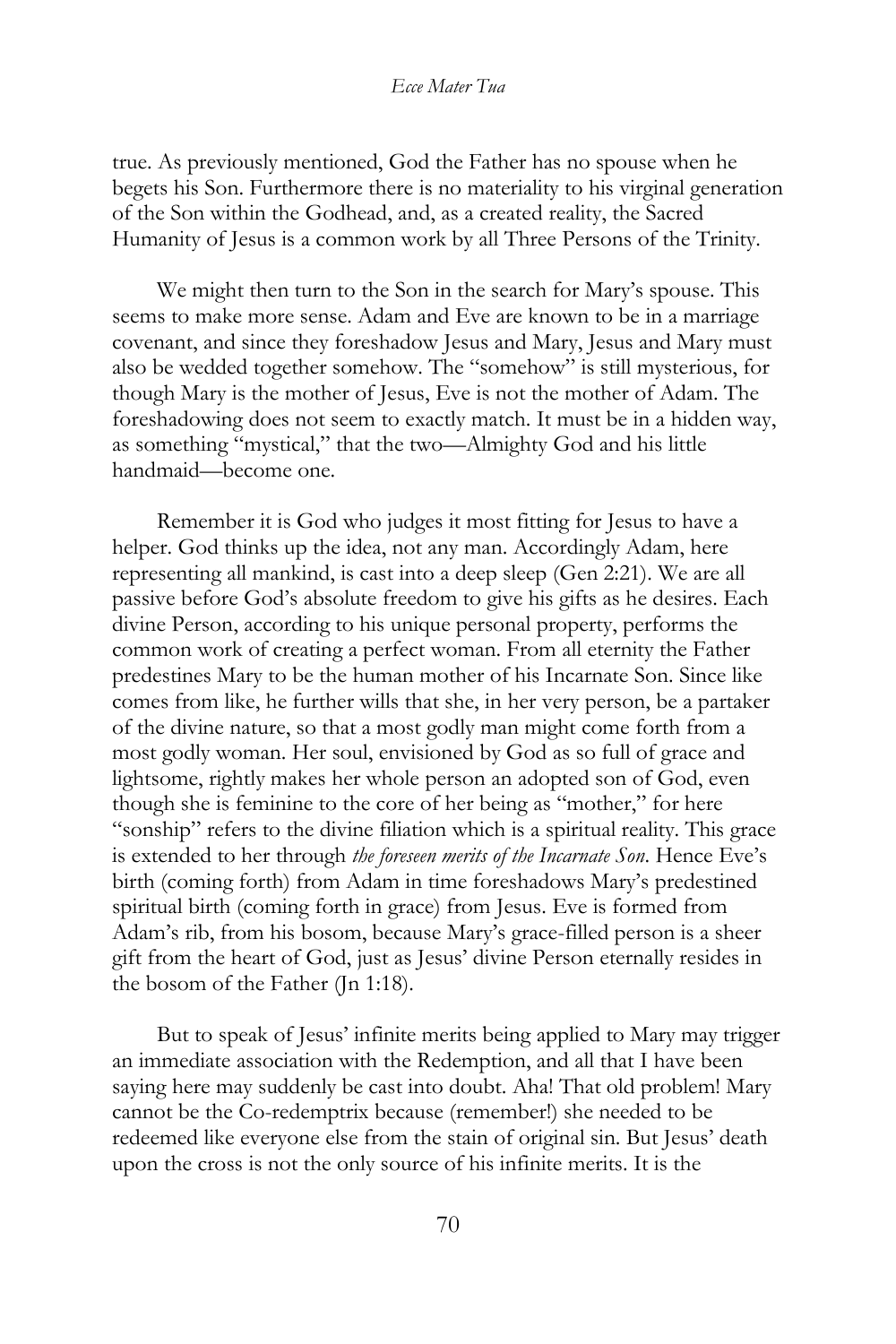true. As previously mentioned, God the Father has no spouse when he begets his Son. Furthermore there is no materiality to his virginal generation of the Son within the Godhead, and, as a created reality, the Sacred Humanity of Jesus is a common work by all Three Persons of the Trinity.

We might then turn to the Son in the search for Mary's spouse. This seems to make more sense. Adam and Eve are known to be in a marriage covenant, and since they foreshadow Jesus and Mary, Jesus and Mary must also be wedded together somehow. The "somehow" is still mysterious, for though Mary is the mother of Jesus, Eve is not the mother of Adam. The foreshadowing does not seem to exactly match. It must be in a hidden way, as something "mystical," that the two—Almighty God and his little handmaid—become one.

Remember it is God who judges it most fitting for Jesus to have a helper. God thinks up the idea, not any man. Accordingly Adam, here representing all mankind, is cast into a deep sleep (Gen 2:21). We are all passive before God's absolute freedom to give his gifts as he desires. Each divine Person, according to his unique personal property, performs the common work of creating a perfect woman. From all eternity the Father predestines Mary to be the human mother of his Incarnate Son. Since like comes from like, he further wills that she, in her very person, be a partaker of the divine nature, so that a most godly man might come forth from a most godly woman. Her soul, envisioned by God as so full of grace and lightsome, rightly makes her whole person an adopted son of God, even though she is feminine to the core of her being as "mother," for here "sonship" refers to the divine filiation which is a spiritual reality. This grace is extended to her through *the foreseen merits of the Incarnate Son*. Hence Eve's birth (coming forth) from Adam in time foreshadows Mary's predestined spiritual birth (coming forth in grace) from Jesus. Eve is formed from Adam's rib, from his bosom, because Mary's grace-filled person is a sheer gift from the heart of God, just as Jesus' divine Person eternally resides in the bosom of the Father (Jn 1:18).

But to speak of Jesus' infinite merits being applied to Mary may trigger an immediate association with the Redemption, and all that I have been saying here may suddenly be cast into doubt. Aha! That old problem! Mary cannot be the Co-redemptrix because (remember!) she needed to be redeemed like everyone else from the stain of original sin. But Jesus' death upon the cross is not the only source of his infinite merits. It is the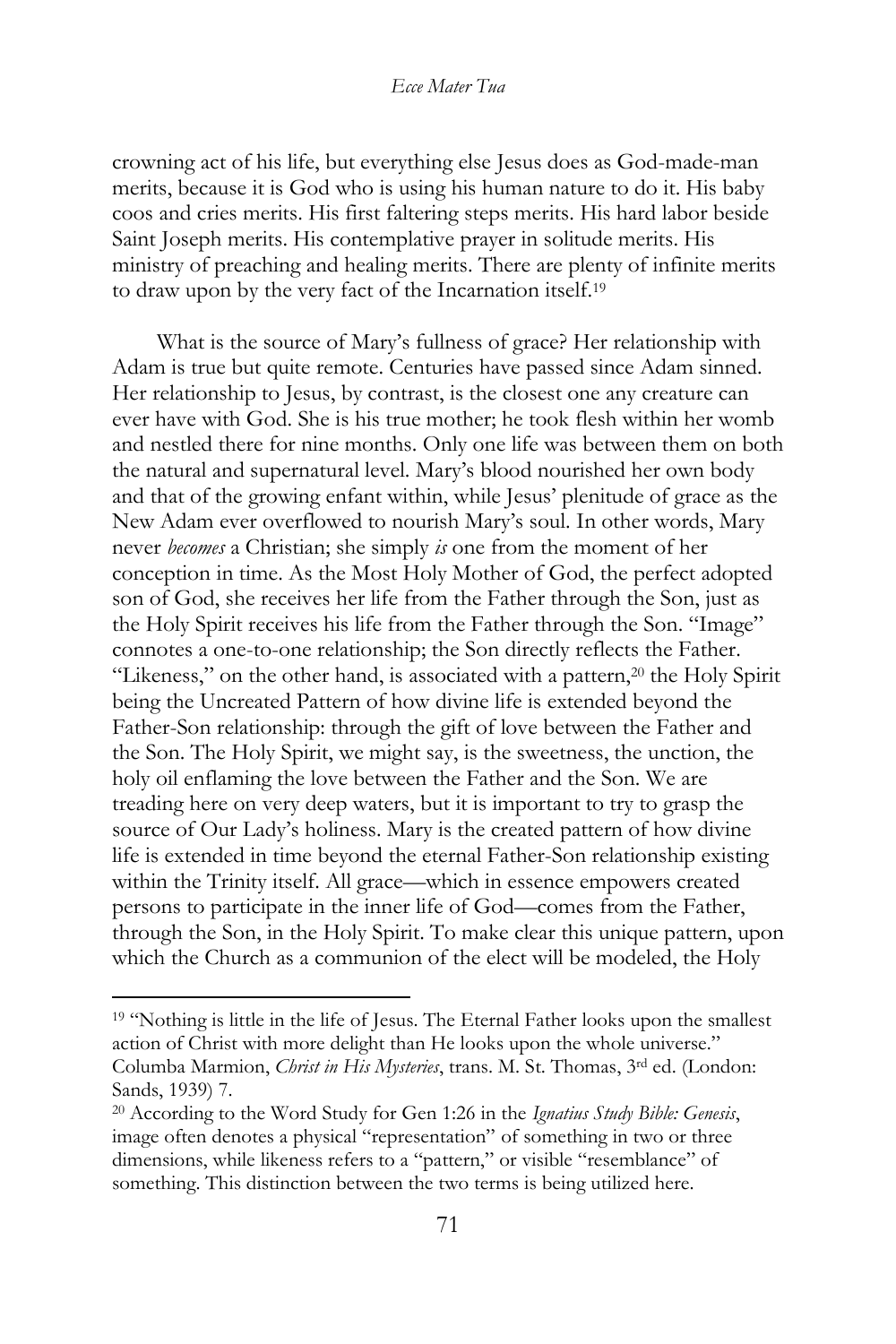crowning act of his life, but everything else Jesus does as God-made-man merits, because it is God who is using his human nature to do it. His baby coos and cries merits. His first faltering steps merits. His hard labor beside Saint Joseph merits. His contemplative prayer in solitude merits. His ministry of preaching and healing merits. There are plenty of infinite merits to draw upon by the very fact of the Incarnation itself.[19]

What is the source of Mary's fullness of grace? Her relationship with Adam is true but quite remote. Centuries have passed since Adam sinned. Her relationship to Jesus, by contrast, is the closest one any creature can ever have with God. She is his true mother; he took flesh within her womb and nestled there for nine months. Only one life was between them on both the natural and supernatural level. Mary's blood nourished her own body and that of the growing enfant within, while Jesus' plenitude of grace as the New Adam ever overflowed to nourish Mary's soul. In other words, Mary never *becomes* a Christian; she simply *is* one from the moment of her conception in time. As the Most Holy Mother of God, the perfect adopted son of God, she receives her life from the Father through the Son, just as the Holy Spirit receives his life from the Father through the Son. "Image" connotes a one-to-one relationship; the Son directly reflects the Father. "Likeness," on the other hand, is associated with a pattern,[20] the Holy Spirit being the Uncreated Pattern of how divine life is extended beyond the Father-Son relationship: through the gift of love between the Father and the Son. The Holy Spirit, we might say, is the sweetness, the unction, the holy oil enflaming the love between the Father and the Son. We are treading here on very deep waters, but it is important to try to grasp the source of Our Lady's holiness. Mary is the created pattern of how divine life is extended in time beyond the eternal Father-Son relationship existing within the Trinity itself. All grace—which in essence empowers created persons to participate in the inner life of God—comes from the Father, through the Son, in the Holy Spirit. To make clear this unique pattern, upon which the Church as a communion of the elect will be modeled, the Holy

---

[19] "Nothing is little in the life of Jesus. The Eternal Father looks upon the smallest action of Christ with more delight than He looks upon the whole universe." Columba Marmion, *Christ in His Mysteries*, trans. M. St. Thomas, 3rd ed. (London: Sands, 1939) 7.

[20] According to the Word Study for Gen 1:26 in the *Ignatius Study Bible: Genesis*, image often denotes a physical "representation" of something in two or three dimensions, while likeness refers to a "pattern," or visible "resemblance" of something. This distinction between the two terms is being utilized here.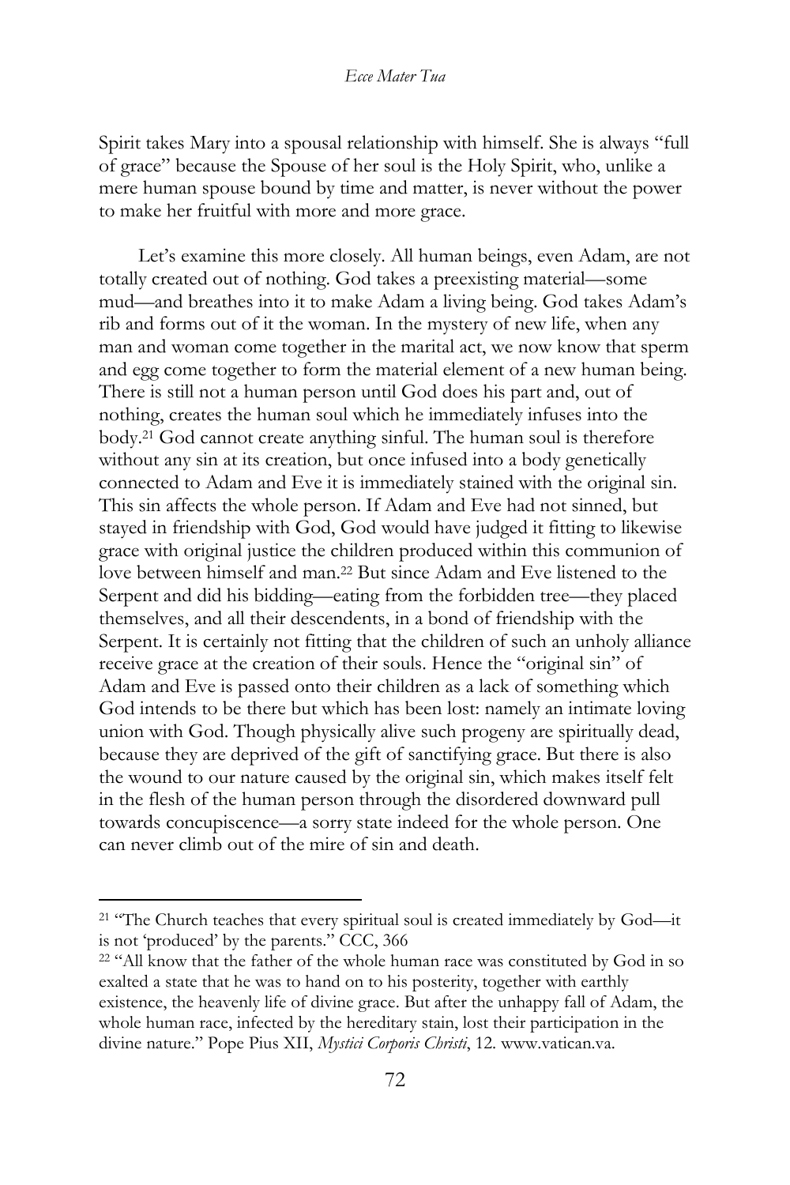Spirit takes Mary into a spousal relationship with himself. She is always "full of grace" because the Spouse of her soul is the Holy Spirit, who, unlike a mere human spouse bound by time and matter, is never without the power to make her fruitful with more and more grace.

Let's examine this more closely. All human beings, even Adam, are not totally created out of nothing. God takes a preexisting material—some mud—and breathes into it to make Adam a living being. God takes Adam's rib and forms out of it the woman. In the mystery of new life, when any man and woman come together in the marital act, we now know that sperm and egg come together to form the material element of a new human being. There is still not a human person until God does his part and, out of nothing, creates the human soul which he immediately infuses into the body.[21] God cannot create anything sinful. The human soul is therefore without any sin at its creation, but once infused into a body genetically connected to Adam and Eve it is immediately stained with the original sin. This sin affects the whole person. If Adam and Eve had not sinned, but stayed in friendship with God, God would have judged it fitting to likewise grace with original justice the children produced within this communion of love between himself and man.[22] But since Adam and Eve listened to the Serpent and did his bidding—eating from the forbidden tree—they placed themselves, and all their descendents, in a bond of friendship with the Serpent. It is certainly not fitting that the children of such an unholy alliance receive grace at the creation of their souls. Hence the "original sin" of Adam and Eve is passed onto their children as a lack of something which God intends to be there but which has been lost: namely an intimate loving union with God. Though physically alive such progeny are spiritually dead, because they are deprived of the gift of sanctifying grace. But there is also the wound to our nature caused by the original sin, which makes itself felt in the flesh of the human person through the disordered downward pull towards concupiscence—a sorry state indeed for the whole person. One can never climb out of the mire of sin and death.

---

[21] "The Church teaches that every spiritual soul is created immediately by God—it is not 'produced' by the parents." CCC, 366

[22] "All know that the father of the whole human race was constituted by God in so exalted a state that he was to hand on to his posterity, together with earthly existence, the heavenly life of divine grace. But after the unhappy fall of Adam, the whole human race, infected by the hereditary stain, lost their participation in the divine nature." Pope Pius XII, *Mystici Corporis Christi*, 12. www.vatican.va.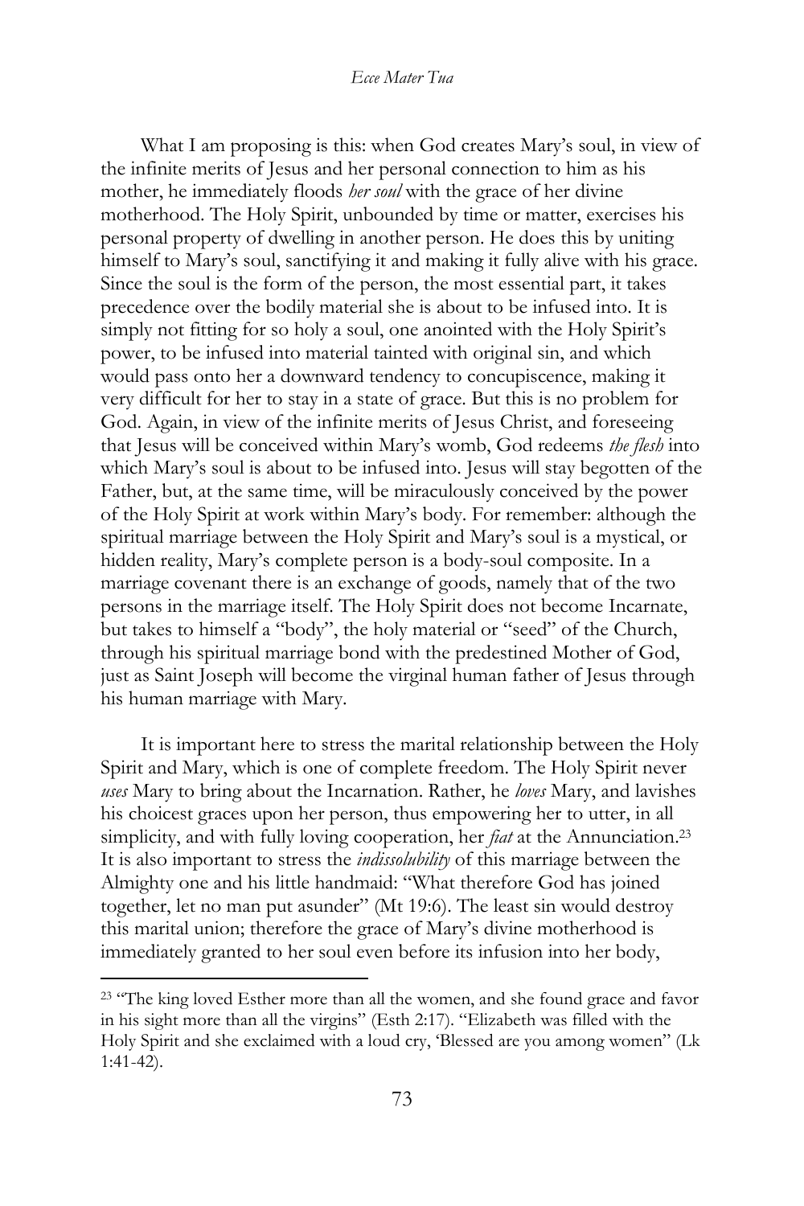What I am proposing is this: when God creates Mary's soul, in view of the infinite merits of Jesus and her personal connection to him as his mother, he immediately floods *her soul* with the grace of her divine motherhood. The Holy Spirit, unbounded by time or matter, exercises his personal property of dwelling in another person. He does this by uniting himself to Mary's soul, sanctifying it and making it fully alive with his grace. Since the soul is the form of the person, the most essential part, it takes precedence over the bodily material she is about to be infused into. It is simply not fitting for so holy a soul, one anointed with the Holy Spirit's power, to be infused into material tainted with original sin, and which would pass onto her a downward tendency to concupiscence, making it very difficult for her to stay in a state of grace. But this is no problem for God. Again, in view of the infinite merits of Jesus Christ, and foreseeing that Jesus will be conceived within Mary's womb, God redeems *the flesh* into which Mary's soul is about to be infused into. Jesus will stay begotten of the Father, but, at the same time, will be miraculously conceived by the power of the Holy Spirit at work within Mary's body. For remember: although the spiritual marriage between the Holy Spirit and Mary's soul is a mystical, or hidden reality, Mary's complete person is a body-soul composite. In a marriage covenant there is an exchange of goods, namely that of the two persons in the marriage itself. The Holy Spirit does not become Incarnate, but takes to himself a "body", the holy material or "seed" of the Church, through his spiritual marriage bond with the predestined Mother of God, just as Saint Joseph will become the virginal human father of Jesus through his human marriage with Mary.

It is important here to stress the marital relationship between the Holy Spirit and Mary, which is one of complete freedom. The Holy Spirit never *uses* Mary to bring about the Incarnation. Rather, he *loves* Mary, and lavishes his choicest graces upon her person, thus empowering her to utter, in all simplicity, and with fully loving cooperation, her *fiat* at the Annunciation.[23] It is also important to stress the *indissolubility* of this marriage between the Almighty one and his little handmaid: "What therefore God has joined together, let no man put asunder" (Mt 19:6). The least sin would destroy this marital union; therefore the grace of Mary's divine motherhood is immediately granted to her soul even before its infusion into her body,

[23] "The king loved Esther more than all the women, and she found grace and favor in his sight more than all the virgins" (Esth 2:17). "Elizabeth was filled with the Holy Spirit and she exclaimed with a loud cry, 'Blessed are you among women" (Lk 1:41-42).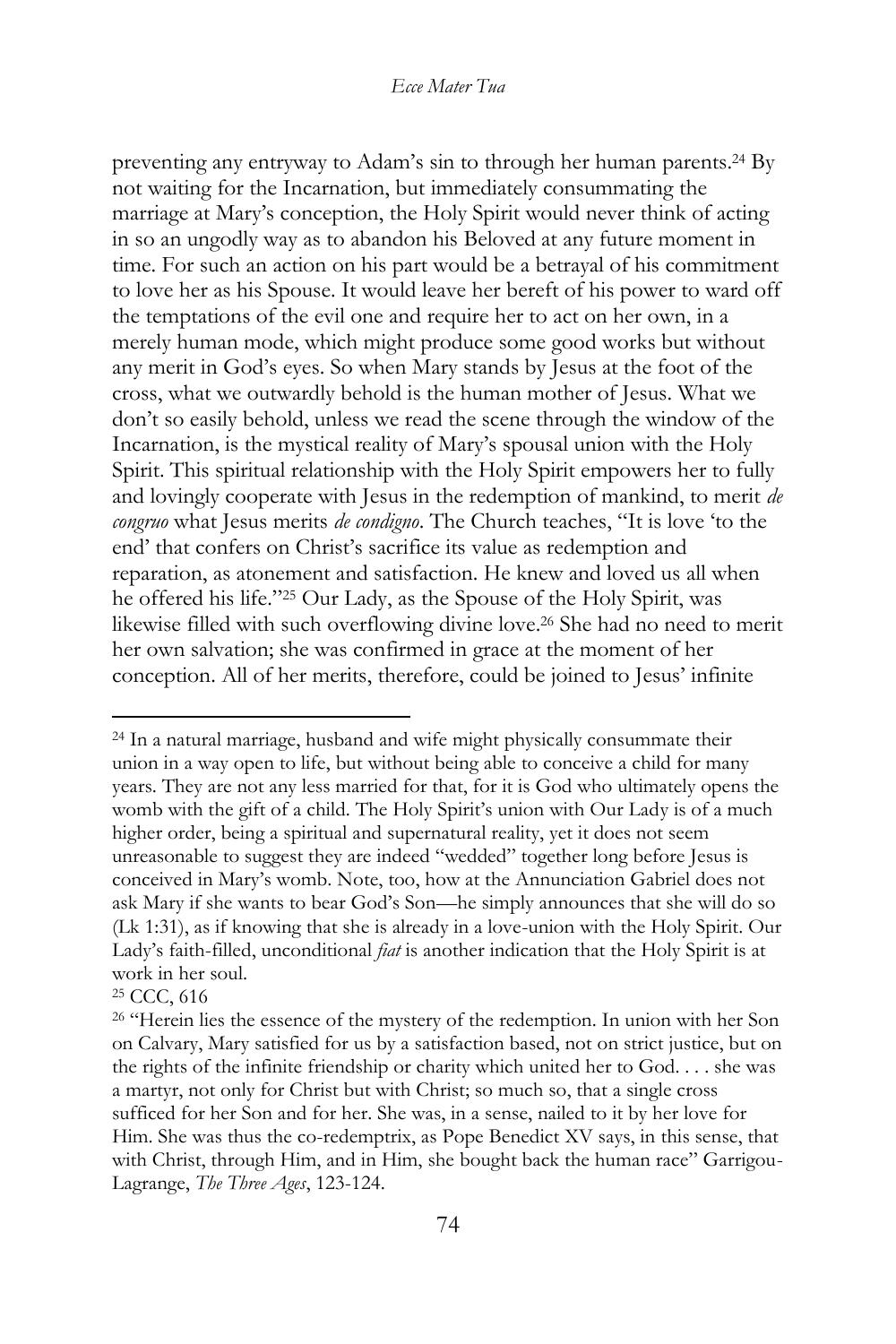preventing any entryway to Adam's sin to through her human parents.[24] By not waiting for the Incarnation, but immediately consummating the marriage at Mary's conception, the Holy Spirit would never think of acting in so an ungodly way as to abandon his Beloved at any future moment in time. For such an action on his part would be a betrayal of his commitment to love her as his Spouse. It would leave her bereft of his power to ward off the temptations of the evil one and require her to act on her own, in a merely human mode, which might produce some good works but without any merit in God's eyes. So when Mary stands by Jesus at the foot of the cross, what we outwardly behold is the human mother of Jesus. What we don't so easily behold, unless we read the scene through the window of the Incarnation, is the mystical reality of Mary's spousal union with the Holy Spirit. This spiritual relationship with the Holy Spirit empowers her to fully and lovingly cooperate with Jesus in the redemption of mankind, to merit *de congruo* what Jesus merits *de condigno*. The Church teaches, "It is love 'to the end' that confers on Christ's sacrifice its value as redemption and reparation, as atonement and satisfaction. He knew and loved us all when he offered his life."[25] Our Lady, as the Spouse of the Holy Spirit, was likewise filled with such overflowing divine love.[26] She had no need to merit her own salvation; she was confirmed in grace at the moment of her conception. All of her merits, therefore, could be joined to Jesus' infinite

---

[24] In a natural marriage, husband and wife might physically consummate their union in a way open to life, but without being able to conceive a child for many years. They are not any less married for that, for it is God who ultimately opens the womb with the gift of a child. The Holy Spirit's union with Our Lady is of a much higher order, being a spiritual and supernatural reality, yet it does not seem unreasonable to suggest they are indeed "wedded" together long before Jesus is conceived in Mary's womb. Note, too, how at the Annunciation Gabriel does not ask Mary if she wants to bear God's Son—he simply announces that she will do so (Lk 1:31), as if knowing that she is already in a love-union with the Holy Spirit. Our Lady's faith-filled, unconditional *fiat* is another indication that the Holy Spirit is at work in her soul.

[25] CCC, 616

[26] "Herein lies the essence of the mystery of the redemption. In union with her Son on Calvary, Mary satisfied for us by a satisfaction based, not on strict justice, but on the rights of the infinite friendship or charity which united her to God. . . . she was a martyr, not only for Christ but with Christ; so much so, that a single cross sufficed for her Son and for her. She was, in a sense, nailed to it by her love for Him. She was thus the co-redemptrix, as Pope Benedict XV says, in this sense, that with Christ, through Him, and in Him, she bought back the human race" Garrigou-Lagrange, *The Three Ages*, 123-124.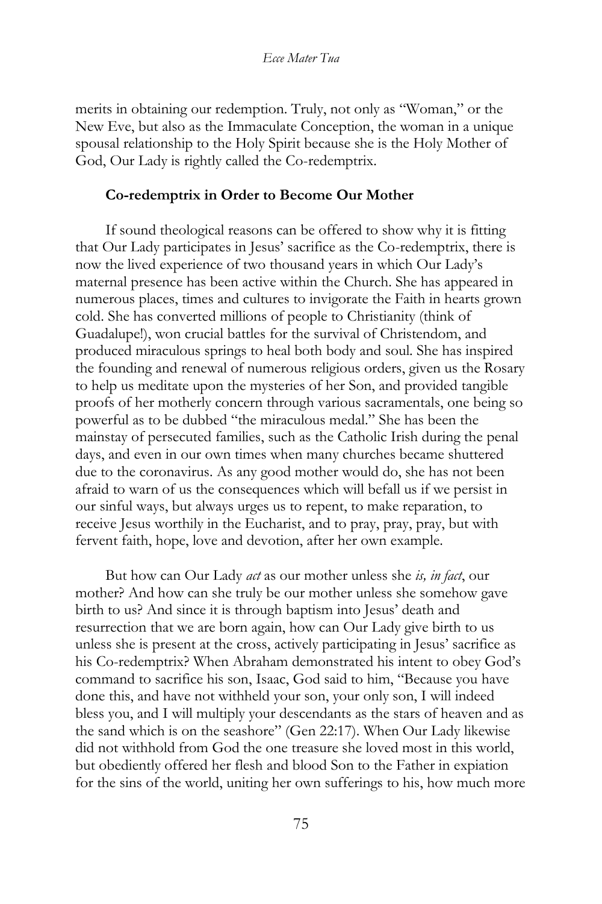merits in obtaining our redemption. Truly, not only as "Woman," or the New Eve, but also as the Immaculate Conception, the woman in a unique spousal relationship to the Holy Spirit because she is the Holy Mother of God, Our Lady is rightly called the Co-redemptrix.

### Co-redemptrix in Order to Become Our Mother

If sound theological reasons can be offered to show why it is fitting that Our Lady participates in Jesus' sacrifice as the Co-redemptrix, there is now the lived experience of two thousand years in which Our Lady's maternal presence has been active within the Church. She has appeared in numerous places, times and cultures to invigorate the Faith in hearts grown cold. She has converted millions of people to Christianity (think of Guadalupe!), won crucial battles for the survival of Christendom, and produced miraculous springs to heal both body and soul. She has inspired the founding and renewal of numerous religious orders, given us the Rosary to help us meditate upon the mysteries of her Son, and provided tangible proofs of her motherly concern through various sacramentals, one being so powerful as to be dubbed "the miraculous medal." She has been the mainstay of persecuted families, such as the Catholic Irish during the penal days, and even in our own times when many churches became shuttered due to the coronavirus. As any good mother would do, she has not been afraid to warn of us the consequences which will befall us if we persist in our sinful ways, but always urges us to repent, to make reparation, to receive Jesus worthily in the Eucharist, and to pray, pray, pray, but with fervent faith, hope, love and devotion, after her own example.

But how can Our Lady *act* as our mother unless she *is, in fact*, our mother? And how can she truly be our mother unless she somehow gave birth to us? And since it is through baptism into Jesus' death and resurrection that we are born again, how can Our Lady give birth to us unless she is present at the cross, actively participating in Jesus' sacrifice as his Co-redemptrix? When Abraham demonstrated his intent to obey God's command to sacrifice his son, Isaac, God said to him, "Because you have done this, and have not withheld your son, your only son, I will indeed bless you, and I will multiply your descendants as the stars of heaven and as the sand which is on the seashore" (Gen 22:17). When Our Lady likewise did not withhold from God the one treasure she loved most in this world, but obediently offered her flesh and blood Son to the Father in expiation for the sins of the world, uniting her own sufferings to his, how much more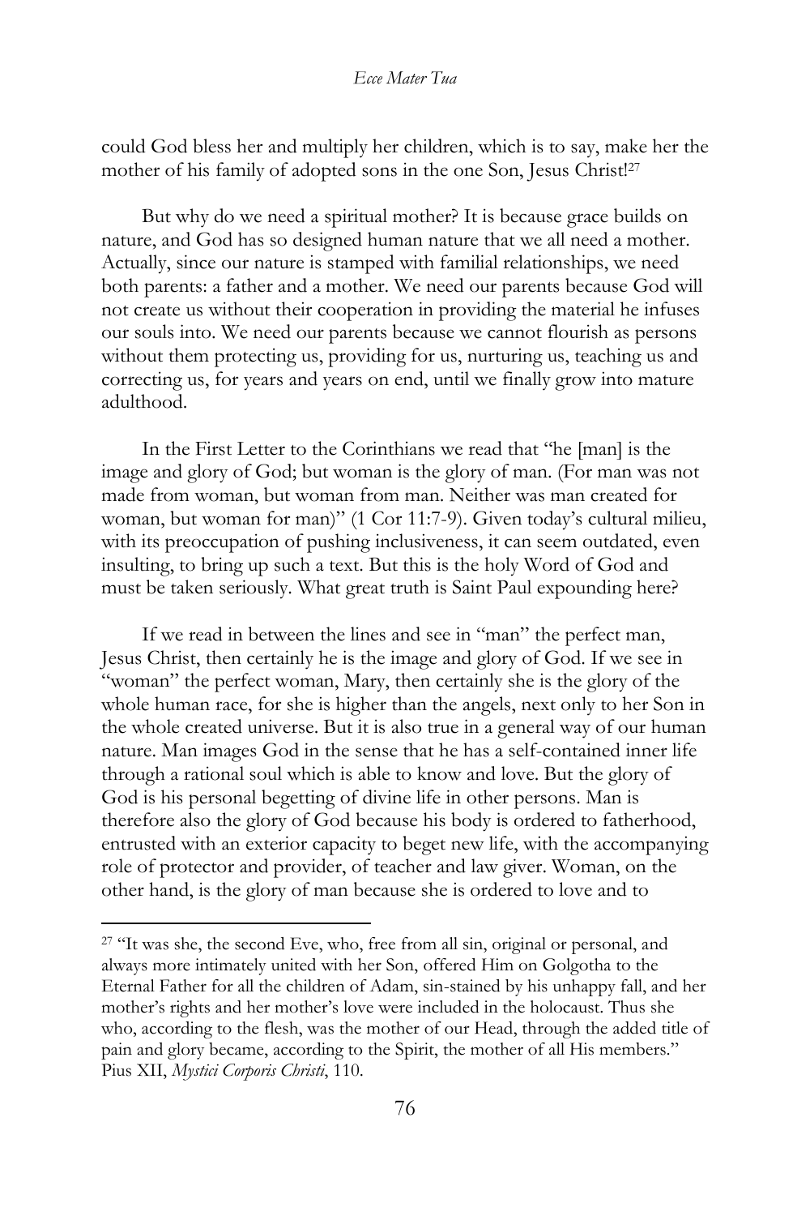could God bless her and multiply her children, which is to say, make her the mother of his family of adopted sons in the one Son, Jesus Christ![27]

But why do we need a spiritual mother? It is because grace builds on nature, and God has so designed human nature that we all need a mother. Actually, since our nature is stamped with familial relationships, we need both parents: a father and a mother. We need our parents because God will not create us without their cooperation in providing the material he infuses our souls into. We need our parents because we cannot flourish as persons without them protecting us, providing for us, nurturing us, teaching us and correcting us, for years and years on end, until we finally grow into mature adulthood.

In the First Letter to the Corinthians we read that "he [man] is the image and glory of God; but woman is the glory of man. (For man was not made from woman, but woman from man. Neither was man created for woman, but woman for man)" (1 Cor 11:7-9). Given today's cultural milieu, with its preoccupation of pushing inclusiveness, it can seem outdated, even insulting, to bring up such a text. But this is the holy Word of God and must be taken seriously. What great truth is Saint Paul expounding here?

If we read in between the lines and see in "man" the perfect man, Jesus Christ, then certainly he is the image and glory of God. If we see in "woman" the perfect woman, Mary, then certainly she is the glory of the whole human race, for she is higher than the angels, next only to her Son in the whole created universe. But it is also true in a general way of our human nature. Man images God in the sense that he has a self-contained inner life through a rational soul which is able to know and love. But the glory of God is his personal begetting of divine life in other persons. Man is therefore also the glory of God because his body is ordered to fatherhood, entrusted with an exterior capacity to beget new life, with the accompanying role of protector and provider, of teacher and law giver. Woman, on the other hand, is the glory of man because she is ordered to love and to

---

[27] "It was she, the second Eve, who, free from all sin, original or personal, and always more intimately united with her Son, offered Him on Golgotha to the Eternal Father for all the children of Adam, sin-stained by his unhappy fall, and her mother's rights and her mother's love were included in the holocaust. Thus she who, according to the flesh, was the mother of our Head, through the added title of pain and glory became, according to the Spirit, the mother of all His members." Pius XII, *Mystici Corporis Christi*, 110.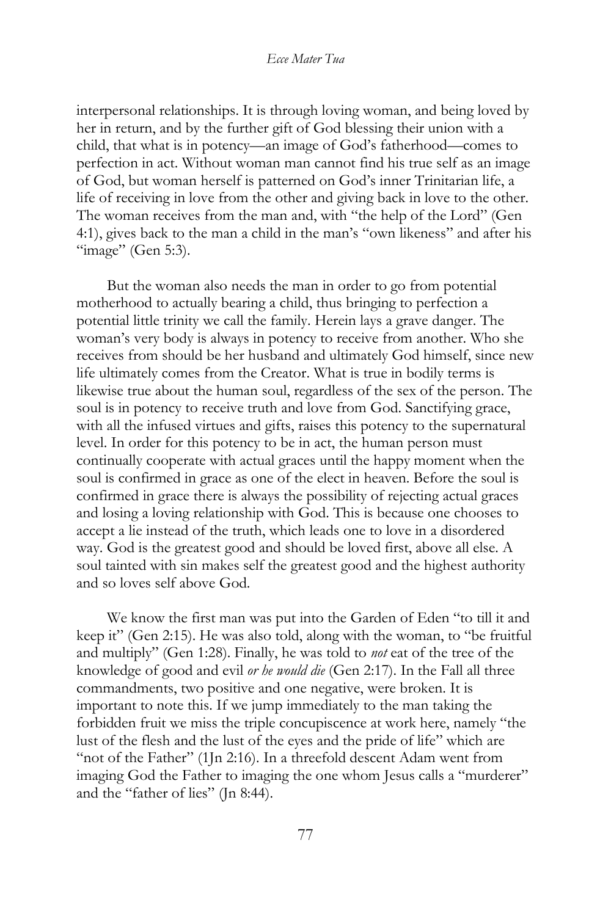interpersonal relationships. It is through loving woman, and being loved by her in return, and by the further gift of God blessing their union with a child, that what is in potency—an image of God's fatherhood—comes to perfection in act. Without woman man cannot find his true self as an image of God, but woman herself is patterned on God's inner Trinitarian life, a life of receiving in love from the other and giving back in love to the other. The woman receives from the man and, with "the help of the Lord" (Gen 4:1), gives back to the man a child in the man's "own likeness" and after his "image" (Gen 5:3).

But the woman also needs the man in order to go from potential motherhood to actually bearing a child, thus bringing to perfection a potential little trinity we call the family. Herein lays a grave danger. The woman's very body is always in potency to receive from another. Who she receives from should be her husband and ultimately God himself, since new life ultimately comes from the Creator. What is true in bodily terms is likewise true about the human soul, regardless of the sex of the person. The soul is in potency to receive truth and love from God. Sanctifying grace, with all the infused virtues and gifts, raises this potency to the supernatural level. In order for this potency to be in act, the human person must continually cooperate with actual graces until the happy moment when the soul is confirmed in grace as one of the elect in heaven. Before the soul is confirmed in grace there is always the possibility of rejecting actual graces and losing a loving relationship with God. This is because one chooses to accept a lie instead of the truth, which leads one to love in a disordered way. God is the greatest good and should be loved first, above all else. A soul tainted with sin makes self the greatest good and the highest authority and so loves self above God.

We know the first man was put into the Garden of Eden "to till it and keep it" (Gen 2:15). He was also told, along with the woman, to "be fruitful and multiply" (Gen 1:28). Finally, he was told to *not* eat of the tree of the knowledge of good and evil *or he would die* (Gen 2:17). In the Fall all three commandments, two positive and one negative, were broken. It is important to note this. If we jump immediately to the man taking the forbidden fruit we miss the triple concupiscence at work here, namely "the lust of the flesh and the lust of the eyes and the pride of life" which are "not of the Father" (1Jn 2:16). In a threefold descent Adam went from imaging God the Father to imaging the one whom Jesus calls a "murderer" and the "father of lies" (Jn 8:44).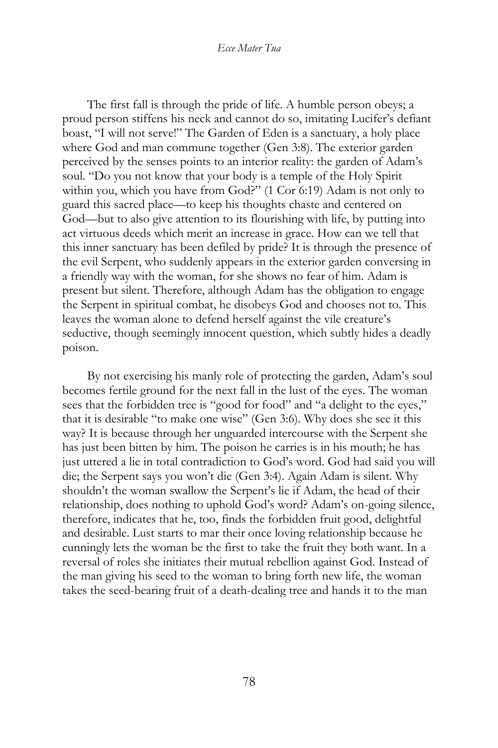The first fall is through the pride of life. A humble person obeys; a proud person stiffens his neck and cannot do so, imitating Lucifer's defiant boast, "I will not serve!" The Garden of Eden is a sanctuary, a holy place where God and man commune together (Gen 3:8). The exterior garden perceived by the senses points to an interior reality: the garden of Adam's soul. "Do you not know that your body is a temple of the Holy Spirit within you, which you have from God?" (1 Cor 6:19) Adam is not only to guard this sacred place—to keep his thoughts chaste and centered on God—but to also give attention to its flourishing with life, by putting into act virtuous deeds which merit an increase in grace. How can we tell that this inner sanctuary has been defiled by pride? It is through the presence of the evil Serpent, who suddenly appears in the exterior garden conversing in a friendly way with the woman, for she shows no fear of him. Adam is present but silent. Therefore, although Adam has the obligation to engage the Serpent in spiritual combat, he disobeys God and chooses not to. This leaves the woman alone to defend herself against the vile creature's seductive, though seemingly innocent question, which subtly hides a deadly poison.

By not exercising his manly role of protecting the garden, Adam's soul becomes fertile ground for the next fall in the lust of the eyes. The woman sees that the forbidden tree is "good for food" and "a delight to the eyes," that it is desirable "to make one wise" (Gen 3:6). Why does she see it this way? It is because through her unguarded intercourse with the Serpent she has just been bitten by him. The poison he carries is in his mouth; he has just uttered a lie in total contradiction to God's word. God had said you will die; the Serpent says you won't die (Gen 3:4). Again Adam is silent. Why shouldn't the woman swallow the Serpent's lie if Adam, the head of their relationship, does nothing to uphold God's word? Adam's on-going silence, therefore, indicates that he, too, finds the forbidden fruit good, delightful and desirable. Lust starts to mar their once loving relationship because he cunningly lets the woman be the first to take the fruit they both want. In a reversal of roles she initiates their mutual rebellion against God. Instead of the man giving his seed to the woman to bring forth new life, the woman takes the seed-bearing fruit of a death-dealing tree and hands it to the man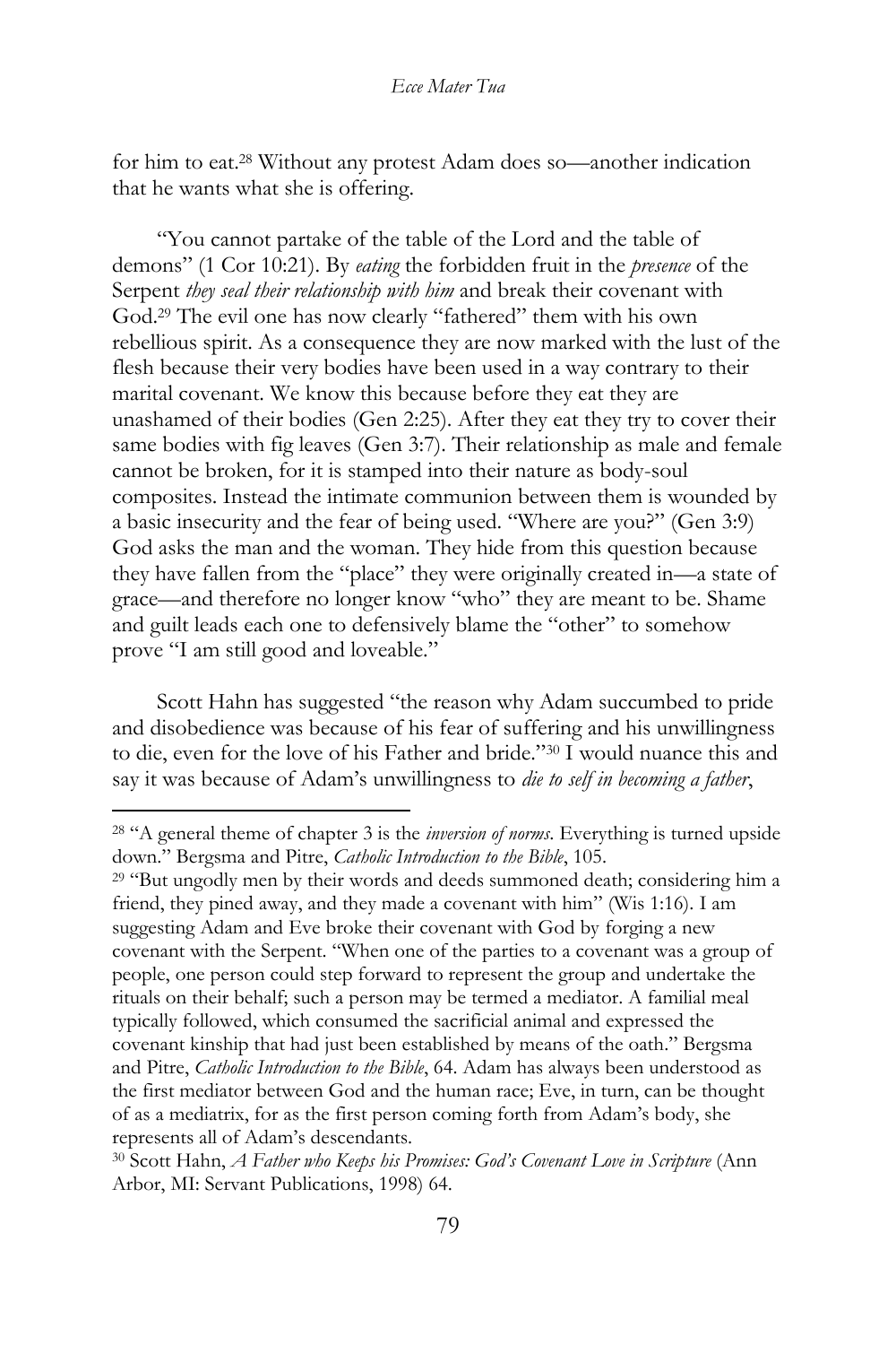for him to eat.[28] Without any protest Adam does so—another indication that he wants what she is offering.

"You cannot partake of the table of the Lord and the table of demons" (1 Cor 10:21). By *eating* the forbidden fruit in the *presence* of the Serpent *they seal their relationship with him* and break their covenant with God.[29] The evil one has now clearly "fathered" them with his own rebellious spirit. As a consequence they are now marked with the lust of the flesh because their very bodies have been used in a way contrary to their marital covenant. We know this because before they eat they are unashamed of their bodies (Gen 2:25). After they eat they try to cover their same bodies with fig leaves (Gen 3:7). Their relationship as male and female cannot be broken, for it is stamped into their nature as body-soul composites. Instead the intimate communion between them is wounded by a basic insecurity and the fear of being used. "Where are you?" (Gen 3:9) God asks the man and the woman. They hide from this question because they have fallen from the "place" they were originally created in—a state of grace—and therefore no longer know "who" they are meant to be. Shame and guilt leads each one to defensively blame the "other" to somehow prove "I am still good and loveable."

Scott Hahn has suggested "the reason why Adam succumbed to pride and disobedience was because of his fear of suffering and his unwillingness to die, even for the love of his Father and bride."[30] I would nuance this and say it was because of Adam's unwillingness to *die to self in becoming a father*,

---

[28] "A general theme of chapter 3 is the *inversion of norms*. Everything is turned upside down." Bergsma and Pitre, *Catholic Introduction to the Bible*, 105.

[29] "But ungodly men by their words and deeds summoned death; considering him a friend, they pined away, and they made a covenant with him" (Wis 1:16). I am suggesting Adam and Eve broke their covenant with God by forging a new covenant with the Serpent. "When one of the parties to a covenant was a group of people, one person could step forward to represent the group and undertake the rituals on their behalf; such a person may be termed a mediator. A familial meal typically followed, which consumed the sacrificial animal and expressed the covenant kinship that had just been established by means of the oath." Bergsma and Pitre, *Catholic Introduction to the Bible*, 64. Adam has always been understood as the first mediator between God and the human race; Eve, in turn, can be thought of as a mediatrix, for as the first person coming forth from Adam's body, she represents all of Adam's descendants.

[30] Scott Hahn, *A Father who Keeps his Promises: God's Covenant Love in Scripture* (Ann Arbor, MI: Servant Publications, 1998) 64.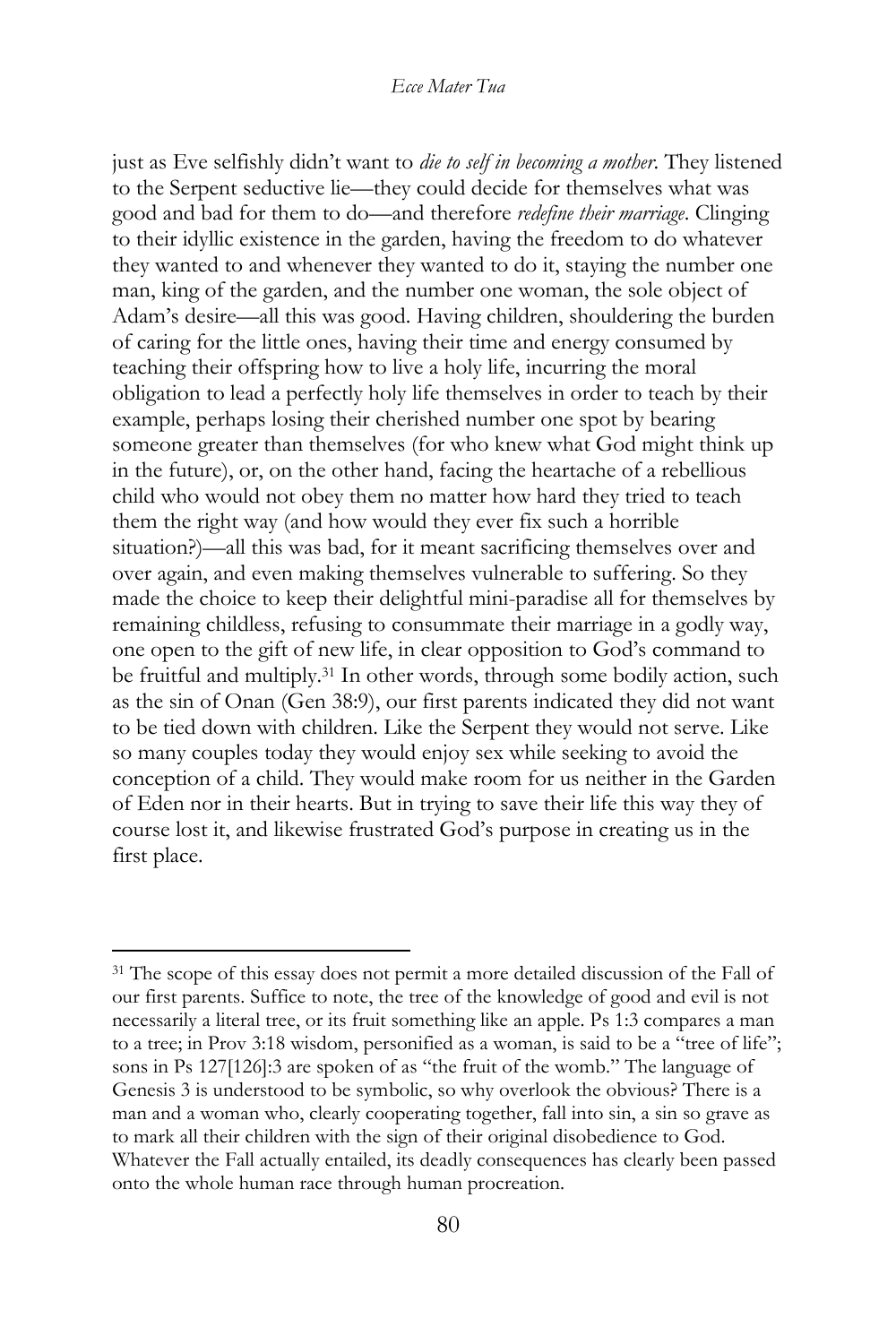just as Eve selfishly didn't want to *die to self in becoming a mother*. They listened to the Serpent seductive lie—they could decide for themselves what was good and bad for them to do—and therefore *redefine their marriage*. Clinging to their idyllic existence in the garden, having the freedom to do whatever they wanted to and whenever they wanted to do it, staying the number one man, king of the garden, and the number one woman, the sole object of Adam's desire—all this was good. Having children, shouldering the burden of caring for the little ones, having their time and energy consumed by teaching their offspring how to live a holy life, incurring the moral obligation to lead a perfectly holy life themselves in order to teach by their example, perhaps losing their cherished number one spot by bearing someone greater than themselves (for who knew what God might think up in the future), or, on the other hand, facing the heartache of a rebellious child who would not obey them no matter how hard they tried to teach them the right way (and how would they ever fix such a horrible situation?)—all this was bad, for it meant sacrificing themselves over and over again, and even making themselves vulnerable to suffering. So they made the choice to keep their delightful mini-paradise all for themselves by remaining childless, refusing to consummate their marriage in a godly way, one open to the gift of new life, in clear opposition to God's command to be fruitful and multiply.[31] In other words, through some bodily action, such as the sin of Onan (Gen 38:9), our first parents indicated they did not want to be tied down with children. Like the Serpent they would not serve. Like so many couples today they would enjoy sex while seeking to avoid the conception of a child. They would make room for us neither in the Garden of Eden nor in their hearts. But in trying to save their life this way they of course lost it, and likewise frustrated God's purpose in creating us in the first place.

---

[31] The scope of this essay does not permit a more detailed discussion of the Fall of our first parents. Suffice to note, the tree of the knowledge of good and evil is not necessarily a literal tree, or its fruit something like an apple. Ps 1:3 compares a man to a tree; in Prov 3:18 wisdom, personified as a woman, is said to be a "tree of life"; sons in Ps 127[126]:3 are spoken of as "the fruit of the womb." The language of Genesis 3 is understood to be symbolic, so why overlook the obvious? There is a man and a woman who, clearly cooperating together, fall into sin, a sin so grave as to mark all their children with the sign of their original disobedience to God. Whatever the Fall actually entailed, its deadly consequences has clearly been passed onto the whole human race through human procreation.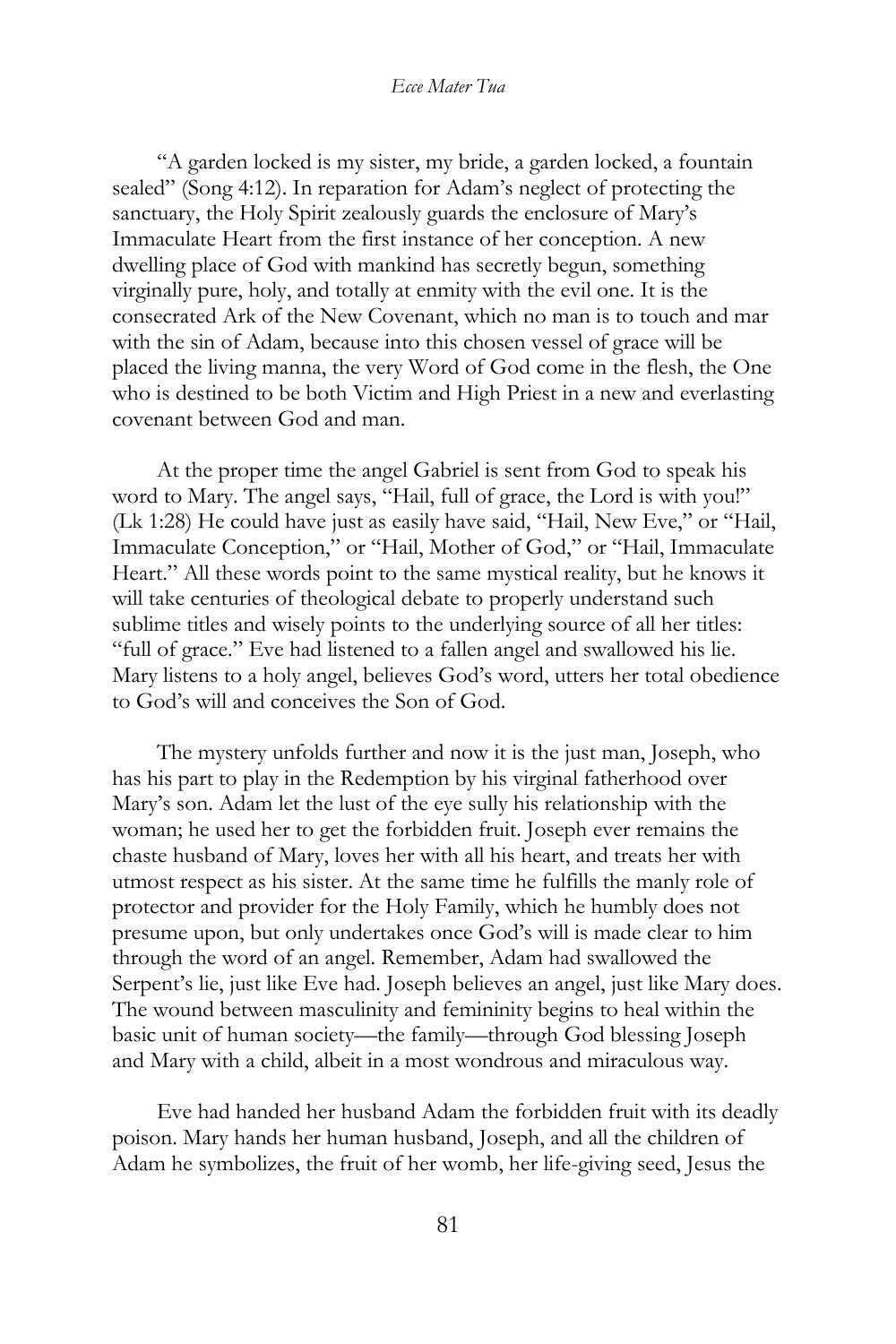"A garden locked is my sister, my bride, a garden locked, a fountain sealed" (Song 4:12). In reparation for Adam's neglect of protecting the sanctuary, the Holy Spirit zealously guards the enclosure of Mary's Immaculate Heart from the first instance of her conception. A new dwelling place of God with mankind has secretly begun, something virginally pure, holy, and totally at enmity with the evil one. It is the consecrated Ark of the New Covenant, which no man is to touch and mar with the sin of Adam, because into this chosen vessel of grace will be placed the living manna, the very Word of God come in the flesh, the One who is destined to be both Victim and High Priest in a new and everlasting covenant between God and man.

At the proper time the angel Gabriel is sent from God to speak his word to Mary. The angel says, "Hail, full of grace, the Lord is with you!" (Lk 1:28) He could have just as easily have said, "Hail, New Eve," or "Hail, Immaculate Conception," or "Hail, Mother of God," or "Hail, Immaculate Heart." All these words point to the same mystical reality, but he knows it will take centuries of theological debate to properly understand such sublime titles and wisely points to the underlying source of all her titles: "full of grace." Eve had listened to a fallen angel and swallowed his lie. Mary listens to a holy angel, believes God's word, utters her total obedience to God's will and conceives the Son of God.

The mystery unfolds further and now it is the just man, Joseph, who has his part to play in the Redemption by his virginal fatherhood over Mary's son. Adam let the lust of the eye sully his relationship with the woman; he used her to get the forbidden fruit. Joseph ever remains the chaste husband of Mary, loves her with all his heart, and treats her with utmost respect as his sister. At the same time he fulfills the manly role of protector and provider for the Holy Family, which he humbly does not presume upon, but only undertakes once God's will is made clear to him through the word of an angel. Remember, Adam had swallowed the Serpent's lie, just like Eve had. Joseph believes an angel, just like Mary does. The wound between masculinity and femininity begins to heal within the basic unit of human society—the family—through God blessing Joseph and Mary with a child, albeit in a most wondrous and miraculous way.

Eve had handed her husband Adam the forbidden fruit with its deadly poison. Mary hands her human husband, Joseph, and all the children of Adam he symbolizes, the fruit of her womb, her life-giving seed, Jesus the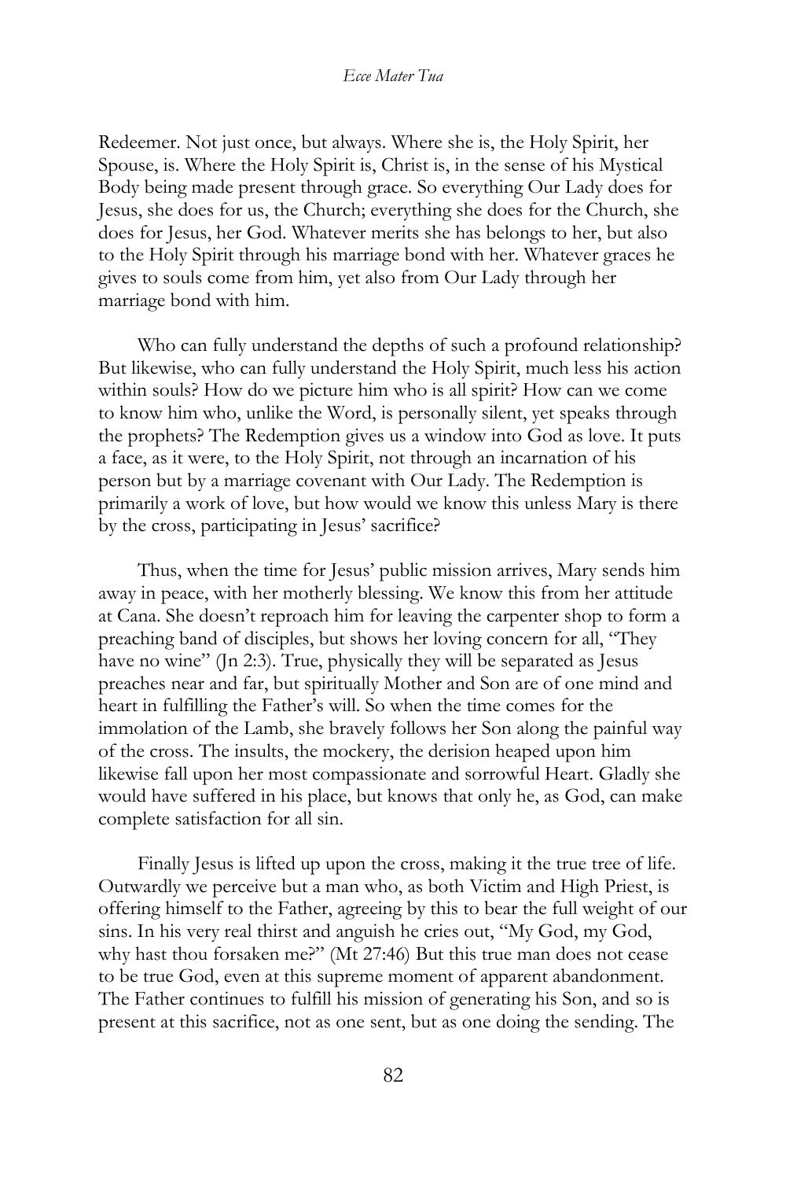Redeemer. Not just once, but always. Where she is, the Holy Spirit, her Spouse, is. Where the Holy Spirit is, Christ is, in the sense of his Mystical Body being made present through grace. So everything Our Lady does for Jesus, she does for us, the Church; everything she does for the Church, she does for Jesus, her God. Whatever merits she has belongs to her, but also to the Holy Spirit through his marriage bond with her. Whatever graces he gives to souls come from him, yet also from Our Lady through her marriage bond with him.

Who can fully understand the depths of such a profound relationship? But likewise, who can fully understand the Holy Spirit, much less his action within souls? How do we picture him who is all spirit? How can we come to know him who, unlike the Word, is personally silent, yet speaks through the prophets? The Redemption gives us a window into God as love. It puts a face, as it were, to the Holy Spirit, not through an incarnation of his person but by a marriage covenant with Our Lady. The Redemption is primarily a work of love, but how would we know this unless Mary is there by the cross, participating in Jesus' sacrifice?

Thus, when the time for Jesus' public mission arrives, Mary sends him away in peace, with her motherly blessing. We know this from her attitude at Cana. She doesn't reproach him for leaving the carpenter shop to form a preaching band of disciples, but shows her loving concern for all, "They have no wine" (Jn 2:3). True, physically they will be separated as Jesus preaches near and far, but spiritually Mother and Son are of one mind and heart in fulfilling the Father's will. So when the time comes for the immolation of the Lamb, she bravely follows her Son along the painful way of the cross. The insults, the mockery, the derision heaped upon him likewise fall upon her most compassionate and sorrowful Heart. Gladly she would have suffered in his place, but knows that only he, as God, can make complete satisfaction for all sin.

Finally Jesus is lifted up upon the cross, making it the true tree of life. Outwardly we perceive but a man who, as both Victim and High Priest, is offering himself to the Father, agreeing by this to bear the full weight of our sins. In his very real thirst and anguish he cries out, "My God, my God, why hast thou forsaken me?" (Mt 27:46) But this true man does not cease to be true God, even at this supreme moment of apparent abandonment. The Father continues to fulfill his mission of generating his Son, and so is present at this sacrifice, not as one sent, but as one doing the sending. The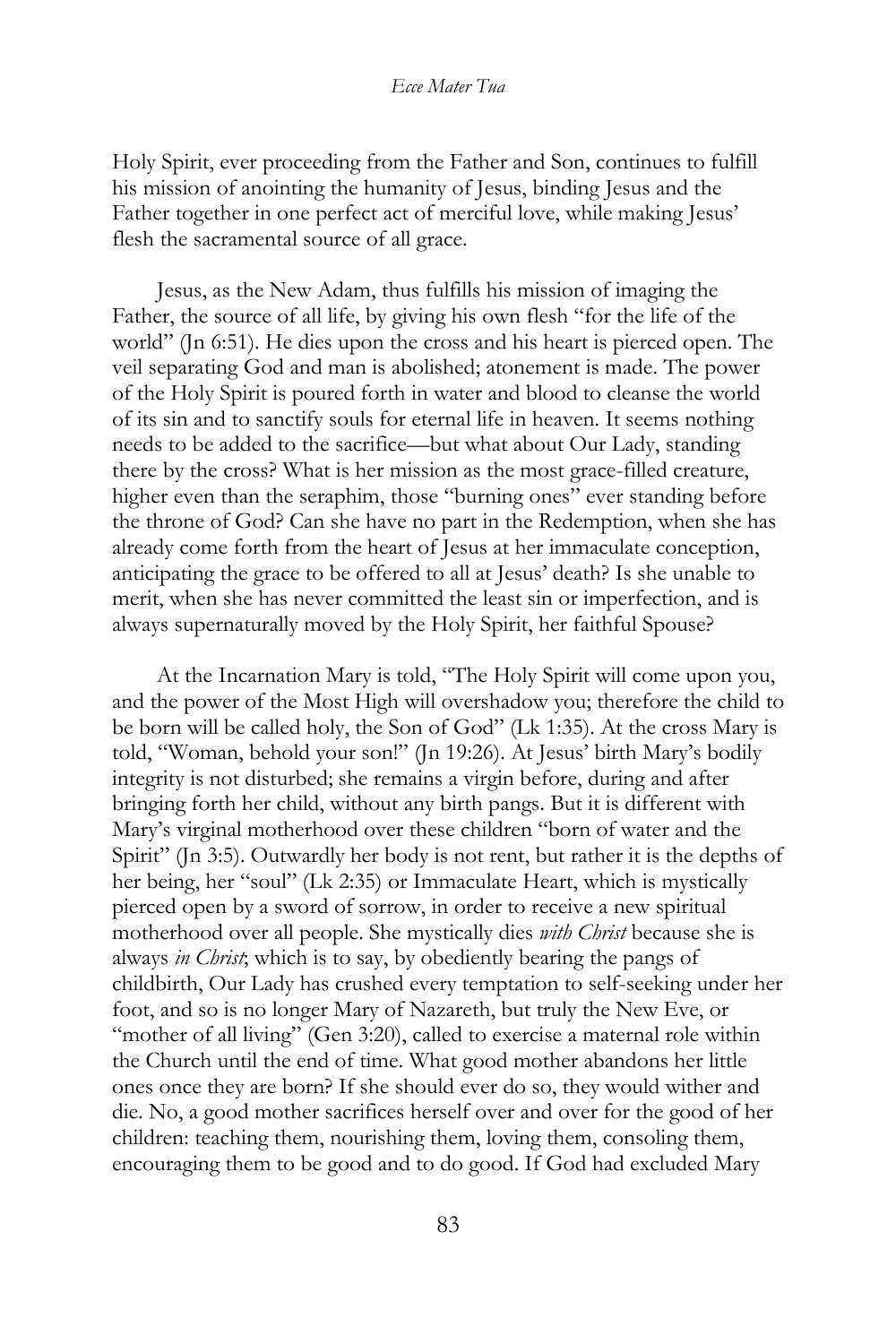Holy Spirit, ever proceeding from the Father and Son, continues to fulfill his mission of anointing the humanity of Jesus, binding Jesus and the Father together in one perfect act of merciful love, while making Jesus' flesh the sacramental source of all grace.

Jesus, as the New Adam, thus fulfills his mission of imaging the Father, the source of all life, by giving his own flesh "for the life of the world" (Jn 6:51). He dies upon the cross and his heart is pierced open. The veil separating God and man is abolished; atonement is made. The power of the Holy Spirit is poured forth in water and blood to cleanse the world of its sin and to sanctify souls for eternal life in heaven. It seems nothing needs to be added to the sacrifice—but what about Our Lady, standing there by the cross? What is her mission as the most grace-filled creature, higher even than the seraphim, those "burning ones" ever standing before the throne of God? Can she have no part in the Redemption, when she has already come forth from the heart of Jesus at her immaculate conception, anticipating the grace to be offered to all at Jesus' death? Is she unable to merit, when she has never committed the least sin or imperfection, and is always supernaturally moved by the Holy Spirit, her faithful Spouse?

At the Incarnation Mary is told, "The Holy Spirit will come upon you, and the power of the Most High will overshadow you; therefore the child to be born will be called holy, the Son of God" (Lk 1:35). At the cross Mary is told, "Woman, behold your son!" (Jn 19:26). At Jesus' birth Mary's bodily integrity is not disturbed; she remains a virgin before, during and after bringing forth her child, without any birth pangs. But it is different with Mary's virginal motherhood over these children "born of water and the Spirit" (Jn 3:5). Outwardly her body is not rent, but rather it is the depths of her being, her "soul" (Lk 2:35) or Immaculate Heart, which is mystically pierced open by a sword of sorrow, in order to receive a new spiritual motherhood over all people. She mystically dies *with Christ* because she is always *in Christ*; which is to say, by obediently bearing the pangs of childbirth, Our Lady has crushed every temptation to self-seeking under her foot, and so is no longer Mary of Nazareth, but truly the New Eve, or "mother of all living" (Gen 3:20), called to exercise a maternal role within the Church until the end of time. What good mother abandons her little ones once they are born? If she should ever do so, they would wither and die. No, a good mother sacrifices herself over and over for the good of her children: teaching them, nourishing them, loving them, consoling them, encouraging them to be good and to do good. If God had excluded Mary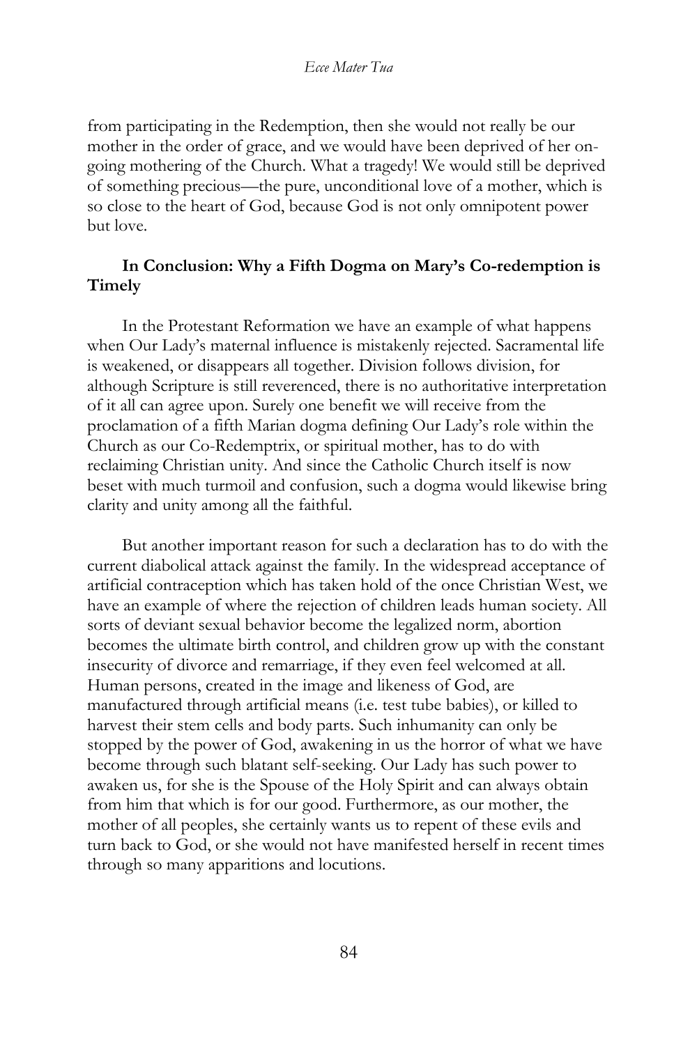from participating in the Redemption, then she would not really be our mother in the order of grace, and we would have been deprived of her on-going mothering of the Church. What a tragedy! We would still be deprived of something precious—the pure, unconditional love of a mother, which is so close to the heart of God, because God is not only omnipotent power but love.

### In Conclusion: Why a Fifth Dogma on Mary's Co-redemption is Timely

In the Protestant Reformation we have an example of what happens when Our Lady's maternal influence is mistakenly rejected. Sacramental life is weakened, or disappears all together. Division follows division, for although Scripture is still reverenced, there is no authoritative interpretation of it all can agree upon. Surely one benefit we will receive from the proclamation of a fifth Marian dogma defining Our Lady's role within the Church as our Co-Redemptrix, or spiritual mother, has to do with reclaiming Christian unity. And since the Catholic Church itself is now beset with much turmoil and confusion, such a dogma would likewise bring clarity and unity among all the faithful.

But another important reason for such a declaration has to do with the current diabolical attack against the family. In the widespread acceptance of artificial contraception which has taken hold of the once Christian West, we have an example of where the rejection of children leads human society. All sorts of deviant sexual behavior become the legalized norm, abortion becomes the ultimate birth control, and children grow up with the constant insecurity of divorce and remarriage, if they even feel welcomed at all. Human persons, created in the image and likeness of God, are manufactured through artificial means (i.e. test tube babies), or killed to harvest their stem cells and body parts. Such inhumanity can only be stopped by the power of God, awakening in us the horror of what we have become through such blatant self-seeking. Our Lady has such power to awaken us, for she is the Spouse of the Holy Spirit and can always obtain from him that which is for our good. Furthermore, as our mother, the mother of all peoples, she certainly wants us to repent of these evils and turn back to God, or she would not have manifested herself in recent times through so many apparitions and locutions.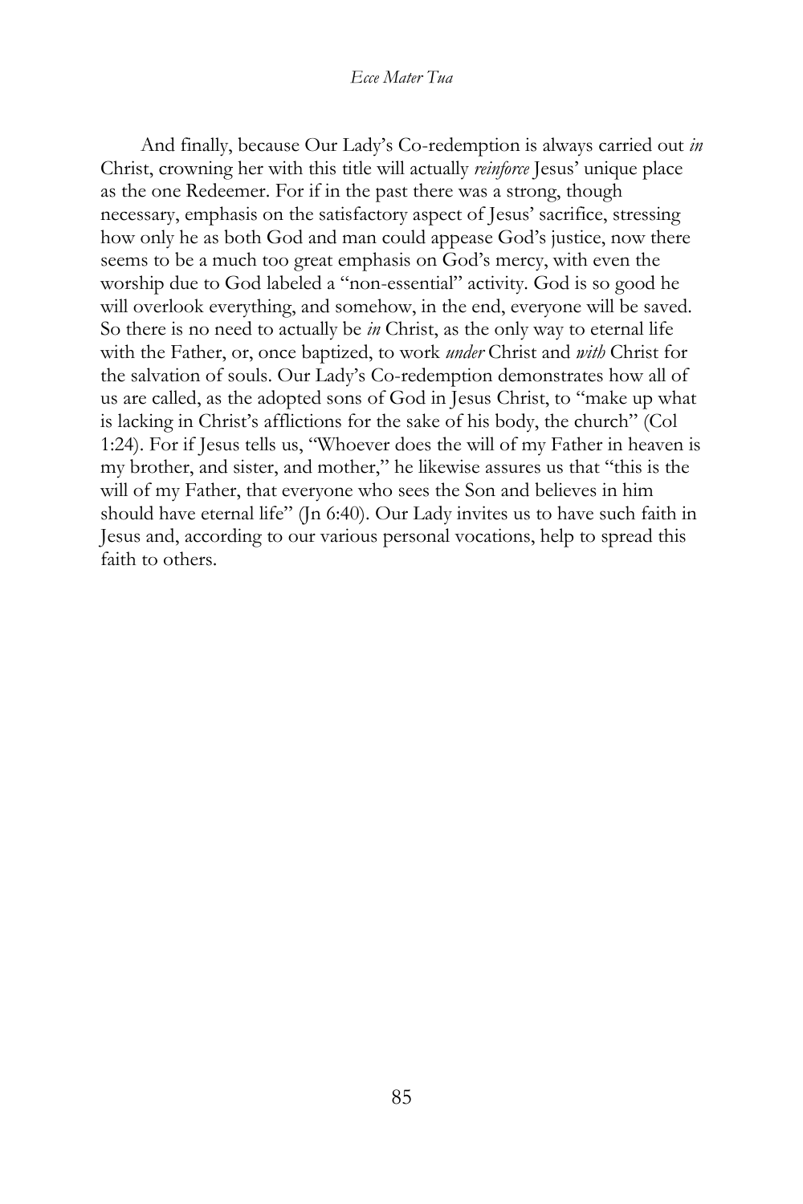And finally, because Our Lady's Co-redemption is always carried out *in* Christ, crowning her with this title will actually *reinforce* Jesus' unique place as the one Redeemer. For if in the past there was a strong, though necessary, emphasis on the satisfactory aspect of Jesus' sacrifice, stressing how only he as both God and man could appease God's justice, now there seems to be a much too great emphasis on God's mercy, with even the worship due to God labeled a "non-essential" activity. God is so good he will overlook everything, and somehow, in the end, everyone will be saved. So there is no need to actually be *in* Christ, as the only way to eternal life with the Father, or, once baptized, to work *under* Christ and *with* Christ for the salvation of souls. Our Lady's Co-redemption demonstrates how all of us are called, as the adopted sons of God in Jesus Christ, to "make up what is lacking in Christ's afflictions for the sake of his body, the church" (Col 1:24). For if Jesus tells us, "Whoever does the will of my Father in heaven is my brother, and sister, and mother," he likewise assures us that "this is the will of my Father, that everyone who sees the Son and believes in him should have eternal life" (Jn 6:40). Our Lady invites us to have such faith in Jesus and, according to our various personal vocations, help to spread this faith to others.